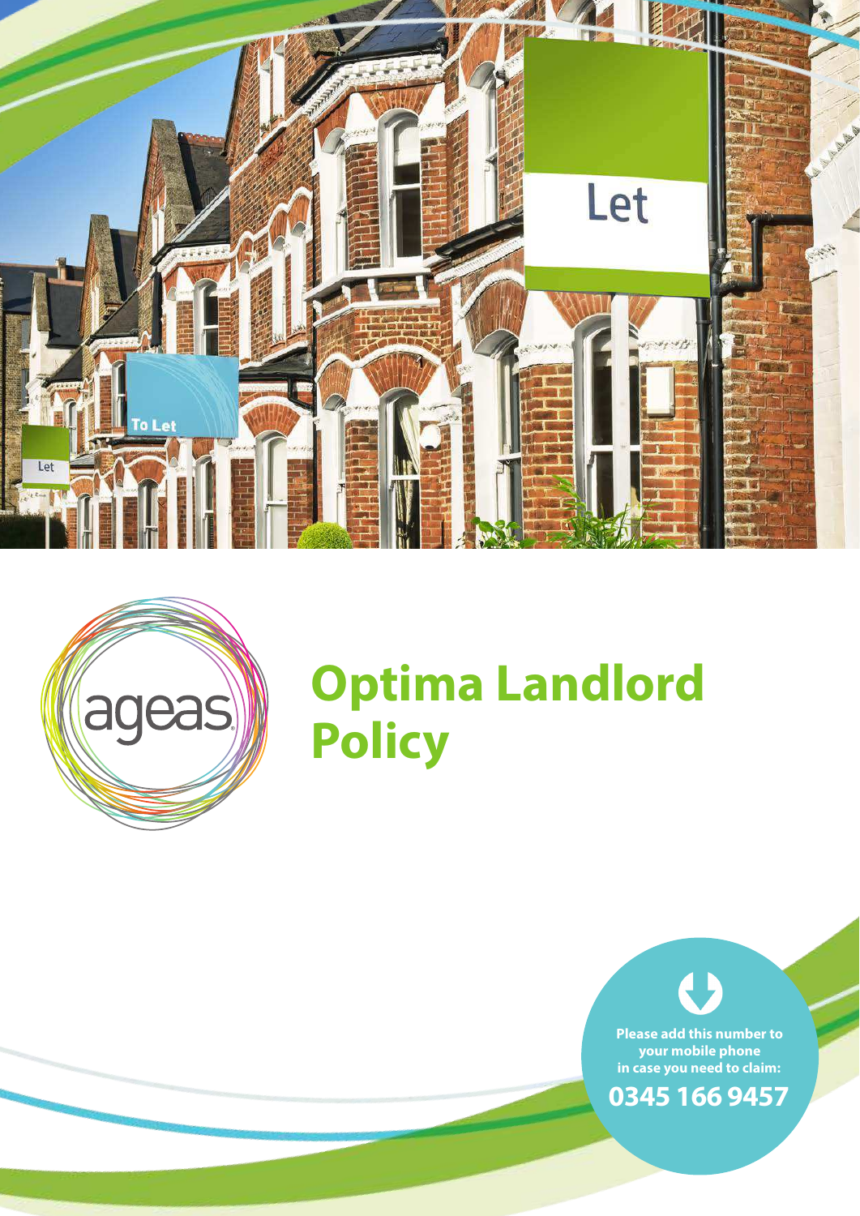# Optima Landlord Policy

Please add this number to your mobile phone in case you need to claim:

**0345 166 9457**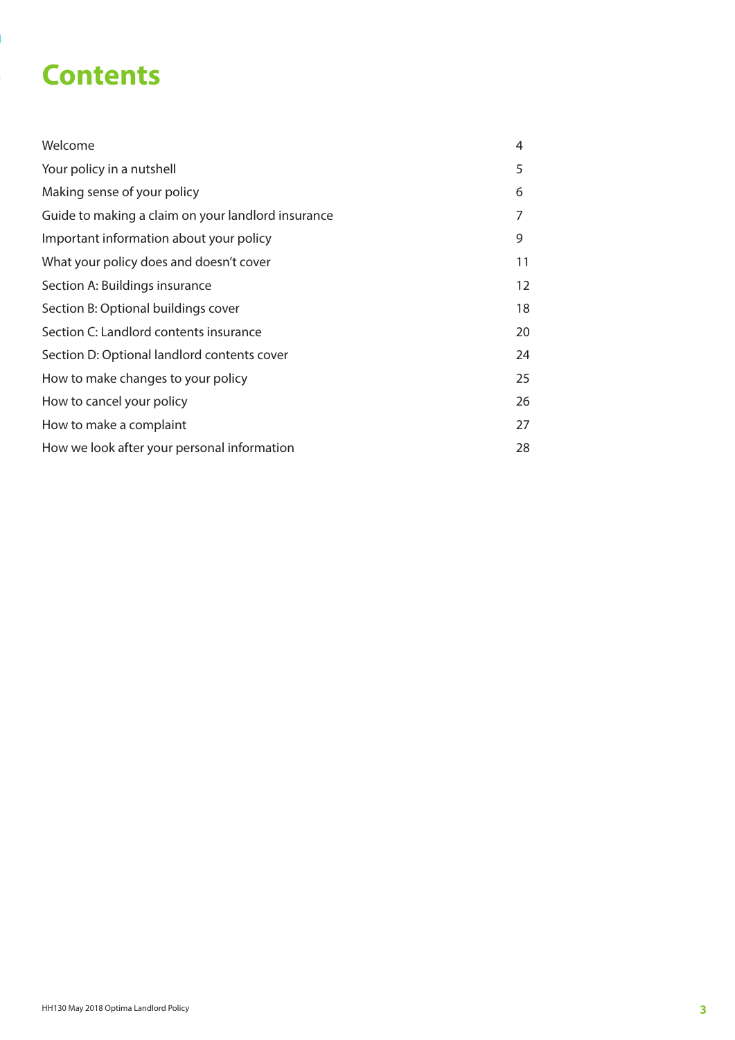# Contents

| | |
|---|---|
| Welcome | 4 |
| Your policy in a nutshell | 5 |
| Making sense of your policy | 6 |
| Guide to making a claim on your landlord insurance | 7 |
| Important information about your policy | 9 |
| What your policy does and doesn't cover | 11 |
| Section A: Buildings insurance | 12 |
| Section B: Optional buildings cover | 18 |
| Section C: Landlord contents insurance | 20 |
| Section D: Optional landlord contents cover | 24 |
| How to make changes to your policy | 25 |
| How to cancel your policy | 26 |
| How to make a complaint | 27 |
| How we look after your personal information | 28 |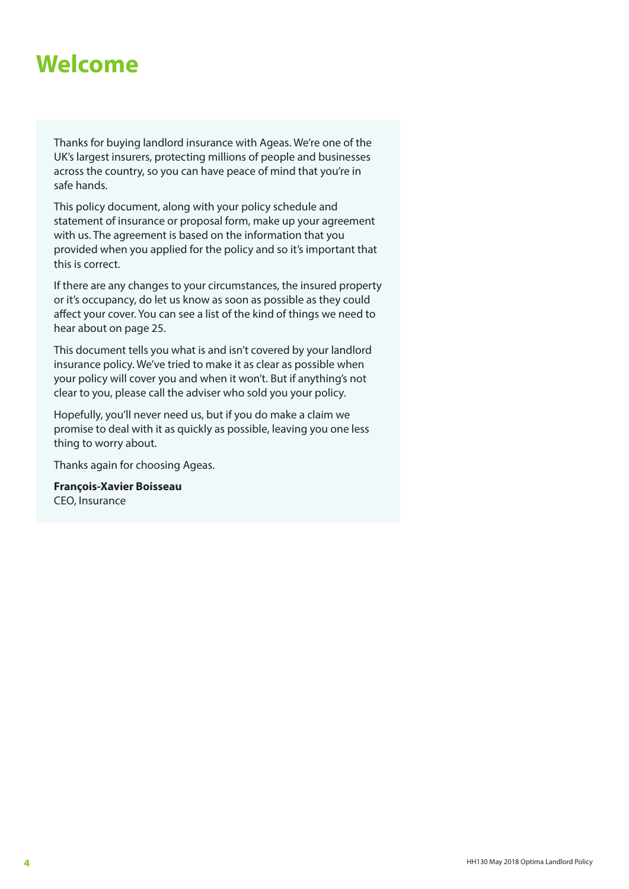# Welcome

Thanks for buying landlord insurance with Ageas. We're one of the UK's largest insurers, protecting millions of people and businesses across the country, so you can have peace of mind that you're in safe hands.

This policy document, along with your policy schedule and statement of insurance or proposal form, make up your agreement with us. The agreement is based on the information that you provided when you applied for the policy and so it's important that this is correct.

If there are any changes to your circumstances, the insured property or it's occupancy, do let us know as soon as possible as they could affect your cover. You can see a list of the kind of things we need to hear about on page 25.

This document tells you what is and isn't covered by your landlord insurance policy. We've tried to make it as clear as possible when your policy will cover you and when it won't. But if anything's not clear to you, please call the adviser who sold you your policy.

Hopefully, you'll never need us, but if you do make a claim we promise to deal with it as quickly as possible, leaving you one less thing to worry about.

Thanks again for choosing Ageas.

**François-Xavier Boisseau**
CEO, Insurance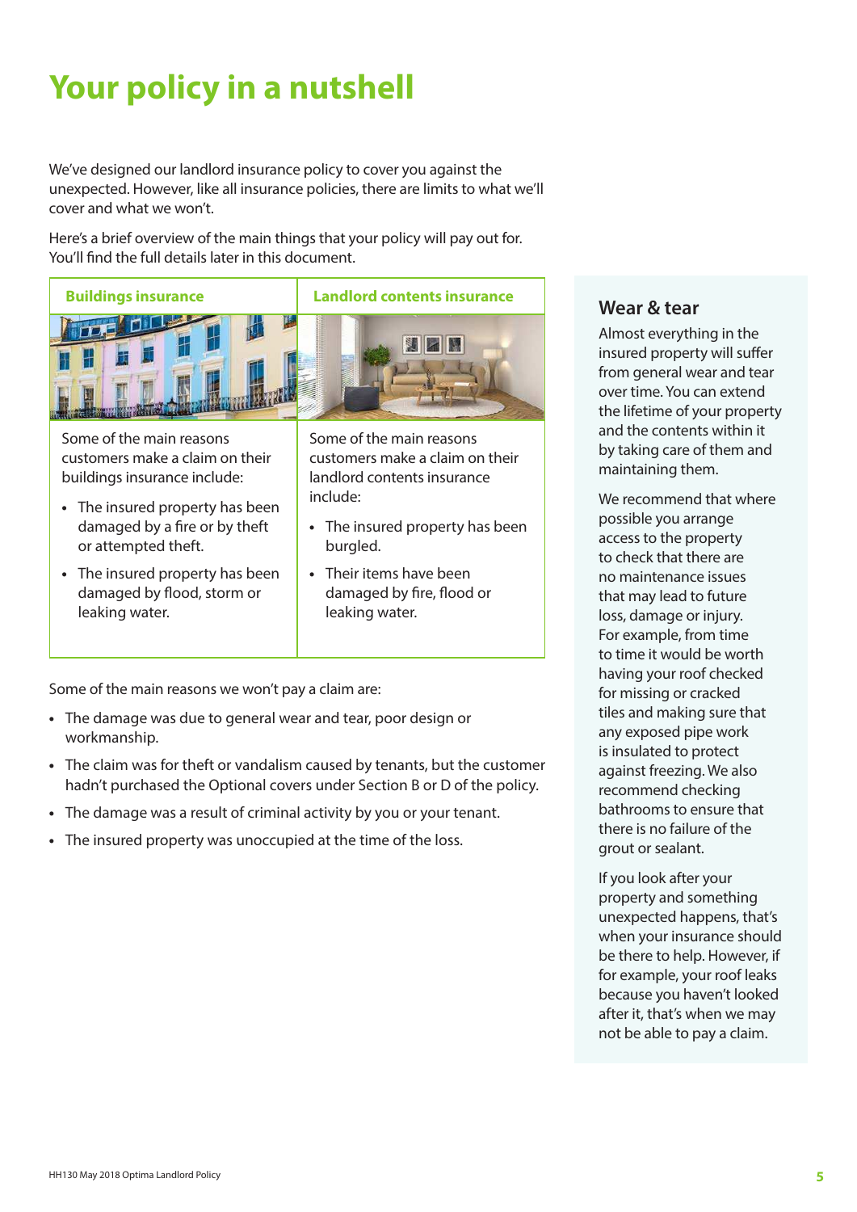# Your policy in a nutshell

We've designed our landlord insurance policy to cover you against the unexpected. However, like all insurance policies, there are limits to what we'll cover and what we won't.

Here's a brief overview of the main things that your policy will pay out for. You'll find the full details later in this document.

## Buildings insurance

Some of the main reasons customers make a claim on their buildings insurance include:

- The insured property has been damaged by a fire or by theft or attempted theft.
- The insured property has been damaged by flood, storm or leaking water.

## Landlord contents insurance

Some of the main reasons customers make a claim on their landlord contents insurance include:

- The insured property has been burgled.
- Their items have been damaged by fire, flood or leaking water.

Some of the main reasons we won't pay a claim are:

- The damage was due to general wear and tear, poor design or workmanship.
- The claim was for theft or vandalism caused by tenants, but the customer hadn't purchased the Optional covers under Section B or D of the policy.
- The damage was a result of criminal activity by you or your tenant.
- The insured property was unoccupied at the time of the loss.

## Wear & tear

Almost everything in the insured property will suffer from general wear and tear over time. You can extend the lifetime of your property and the contents within it by taking care of them and maintaining them.

We recommend that where possible you arrange access to the property to check that there are no maintenance issues that may lead to future loss, damage or injury. For example, from time to time it would be worth having your roof checked for missing or cracked tiles and making sure that any exposed pipe work is insulated to protect against freezing. We also recommend checking bathrooms to ensure that there is no failure of the grout or sealant.

If you look after your property and something unexpected happens, that's when your insurance should be there to help. However, if for example, your roof leaks because you haven't looked after it, that's when we may not be able to pay a claim.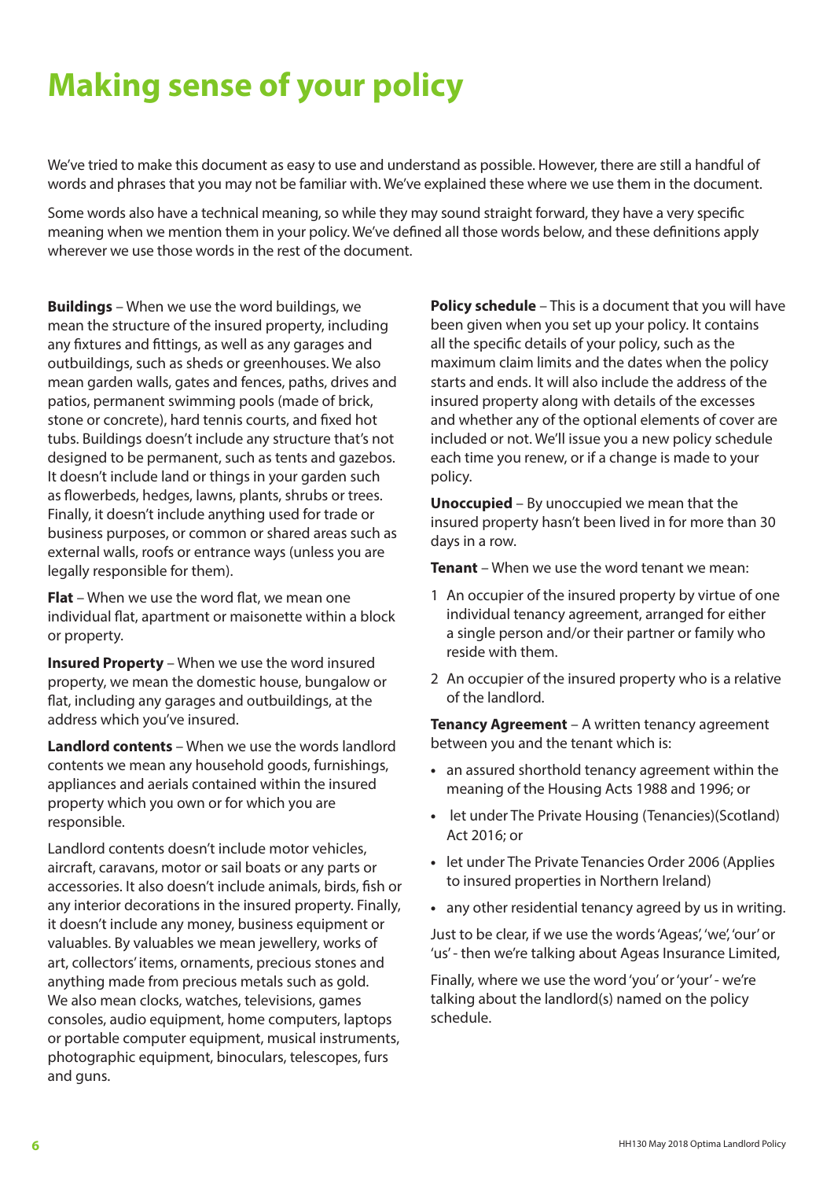# Making sense of your policy

We've tried to make this document as easy to use and understand as possible. However, there are still a handful of words and phrases that you may not be familiar with. We've explained these where we use them in the document.

Some words also have a technical meaning, so while they may sound straight forward, they have a very specific meaning when we mention them in your policy. We've defined all those words below, and these definitions apply wherever we use those words in the rest of the document.

**Buildings** – When we use the word buildings, we mean the structure of the insured property, including any fixtures and fittings, as well as any garages and outbuildings, such as sheds or greenhouses. We also mean garden walls, gates and fences, paths, drives and patios, permanent swimming pools (made of brick, stone or concrete), hard tennis courts, and fixed hot tubs. Buildings doesn't include any structure that's not designed to be permanent, such as tents and gazebos. It doesn't include land or things in your garden such as flowerbeds, hedges, lawns, plants, shrubs or trees. Finally, it doesn't include anything used for trade or business purposes, or common or shared areas such as external walls, roofs or entrance ways (unless you are legally responsible for them).

**Flat** – When we use the word flat, we mean one individual flat, apartment or maisonette within a block or property.

**Insured Property** – When we use the word insured property, we mean the domestic house, bungalow or flat, including any garages and outbuildings, at the address which you've insured.

**Landlord contents** – When we use the words landlord contents we mean any household goods, furnishings, appliances and aerials contained within the insured property which you own or for which you are responsible.

Landlord contents doesn't include motor vehicles, aircraft, caravans, motor or sail boats or any parts or accessories. It also doesn't include animals, birds, fish or any interior decorations in the insured property. Finally, it doesn't include any money, business equipment or valuables. By valuables we mean jewellery, works of art, collectors' items, ornaments, precious stones and anything made from precious metals such as gold. We also mean clocks, watches, televisions, games consoles, audio equipment, home computers, laptops or portable computer equipment, musical instruments, photographic equipment, binoculars, telescopes, furs and guns.

**Policy schedule** – This is a document that you will have been given when you set up your policy. It contains all the specific details of your policy, such as the maximum claim limits and the dates when the policy starts and ends. It will also include the address of the insured property along with details of the excesses and whether any of the optional elements of cover are included or not. We'll issue you a new policy schedule each time you renew, or if a change is made to your policy.

**Unoccupied** – By unoccupied we mean that the insured property hasn't been lived in for more than 30 days in a row.

**Tenant** – When we use the word tenant we mean:

1. An occupier of the insured property by virtue of one individual tenancy agreement, arranged for either a single person and/or their partner or family who reside with them.
2. An occupier of the insured property who is a relative of the landlord.

**Tenancy Agreement** – A written tenancy agreement between you and the tenant which is:

- an assured shorthold tenancy agreement within the meaning of the Housing Acts 1988 and 1996; or
- let under The Private Housing (Tenancies)(Scotland) Act 2016; or
- let under The Private Tenancies Order 2006 (Applies to insured properties in Northern Ireland)
- any other residential tenancy agreed by us in writing.

Just to be clear, if we use the words 'Ageas', 'we', 'our' or 'us' - then we're talking about Ageas Insurance Limited,

Finally, where we use the word 'you' or 'your' - we're talking about the landlord(s) named on the policy schedule.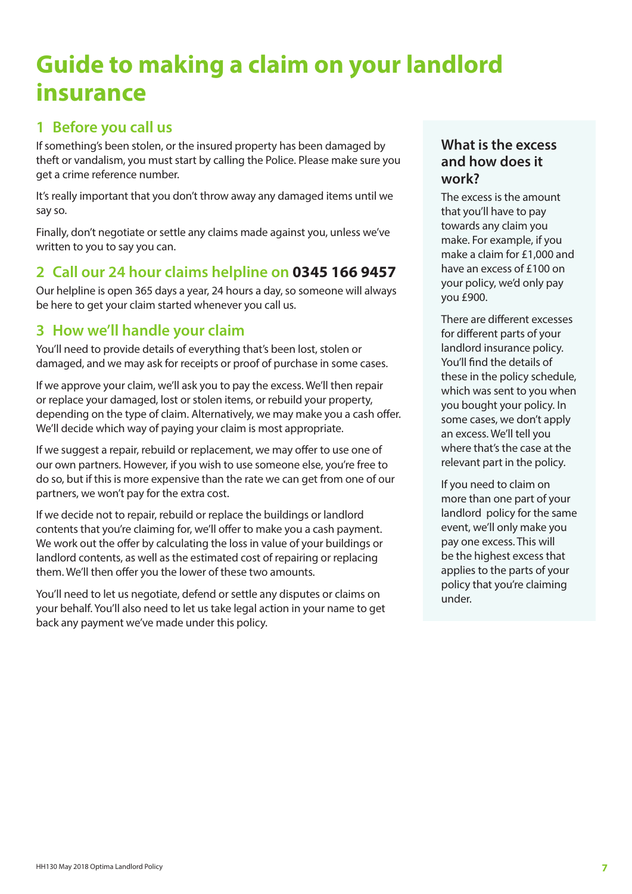# Guide to making a claim on your landlord insurance

## 1 Before you call us

If something's been stolen, or the insured property has been damaged by theft or vandalism, you must start by calling the Police. Please make sure you get a crime reference number.

It's really important that you don't throw away any damaged items until we say so.

Finally, don't negotiate or settle any claims made against you, unless we've written to you to say you can.

## 2 Call our 24 hour claims helpline on **0345 166 9457**

Our helpline is open 365 days a year, 24 hours a day, so someone will always be here to get your claim started whenever you call us.

## 3 How we'll handle your claim

You'll need to provide details of everything that's been lost, stolen or damaged, and we may ask for receipts or proof of purchase in some cases.

If we approve your claim, we'll ask you to pay the excess. We'll then repair or replace your damaged, lost or stolen items, or rebuild your property, depending on the type of claim. Alternatively, we may make you a cash offer. We'll decide which way of paying your claim is most appropriate.

If we suggest a repair, rebuild or replacement, we may offer to use one of our own partners. However, if you wish to use someone else, you're free to do so, but if this is more expensive than the rate we can get from one of our partners, we won't pay for the extra cost.

If we decide not to repair, rebuild or replace the buildings or landlord contents that you're claiming for, we'll offer to make you a cash payment. We work out the offer by calculating the loss in value of your buildings or landlord contents, as well as the estimated cost of repairing or replacing them. We'll then offer you the lower of these two amounts.

You'll need to let us negotiate, defend or settle any disputes or claims on your behalf. You'll also need to let us take legal action in your name to get back any payment we've made under this policy.

### What is the excess and how does it work?

The excess is the amount that you'll have to pay towards any claim you make. For example, if you make a claim for £1,000 and have an excess of £100 on your policy, we'd only pay you £900.

There are different excesses for different parts of your landlord insurance policy. You'll find the details of these in the policy schedule, which was sent to you when you bought your policy. In some cases, we don't apply an excess. We'll tell you where that's the case at the relevant part in the policy.

If you need to claim on more than one part of your landlord policy for the same event, we'll only make you pay one excess. This will be the highest excess that applies to the parts of your policy that you're claiming under.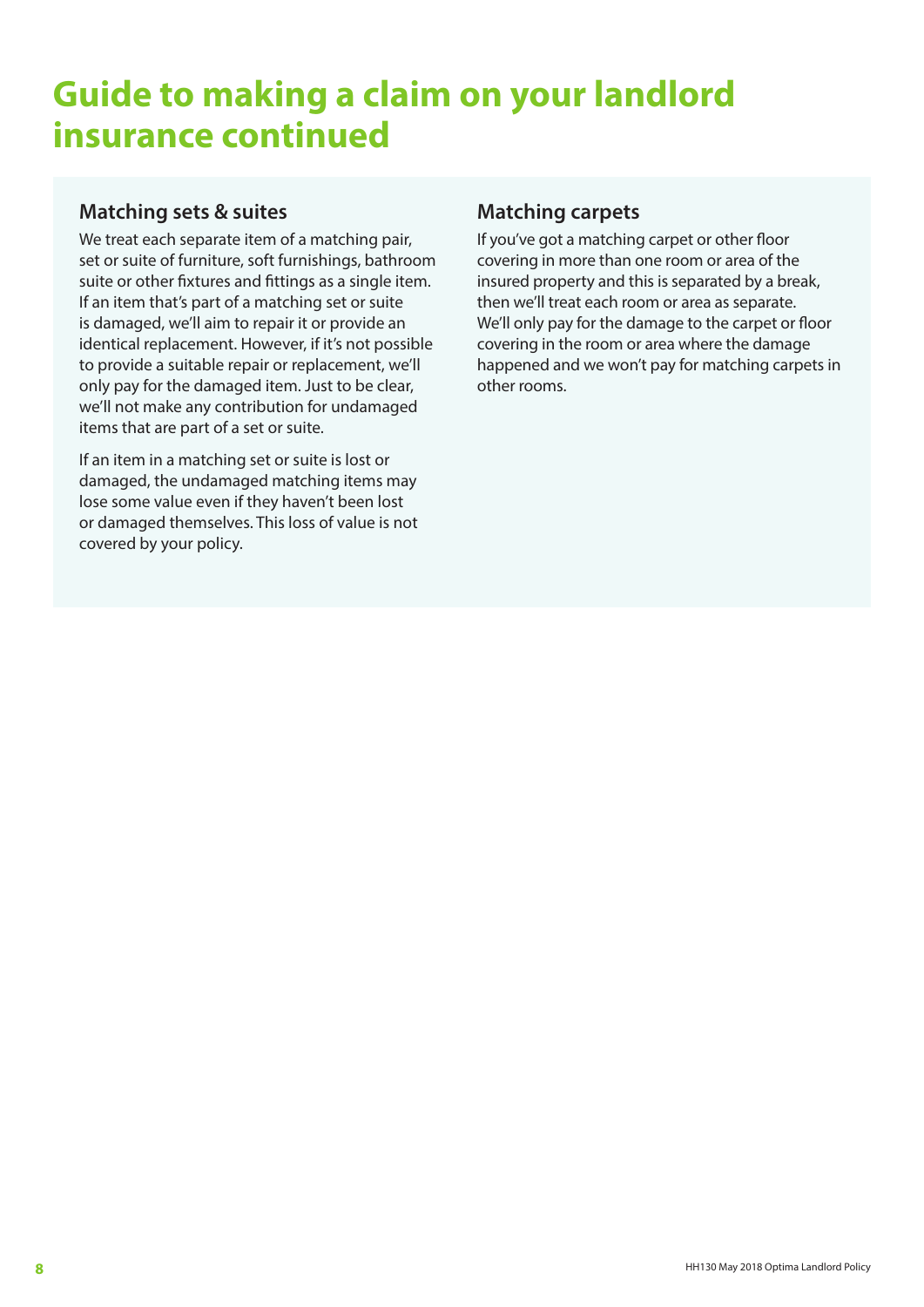# Guide to making a claim on your landlord insurance continued

## Matching sets & suites

We treat each separate item of a matching pair, set or suite of furniture, soft furnishings, bathroom suite or other fixtures and fittings as a single item. If an item that's part of a matching set or suite is damaged, we'll aim to repair it or provide an identical replacement. However, if it's not possible to provide a suitable repair or replacement, we'll only pay for the damaged item. Just to be clear, we'll not make any contribution for undamaged items that are part of a set or suite.

If an item in a matching set or suite is lost or damaged, the undamaged matching items may lose some value even if they haven't been lost or damaged themselves. This loss of value is not covered by your policy.

## Matching carpets

If you've got a matching carpet or other floor covering in more than one room or area of the insured property and this is separated by a break, then we'll treat each room or area as separate. We'll only pay for the damage to the carpet or floor covering in the room or area where the damage happened and we won't pay for matching carpets in other rooms.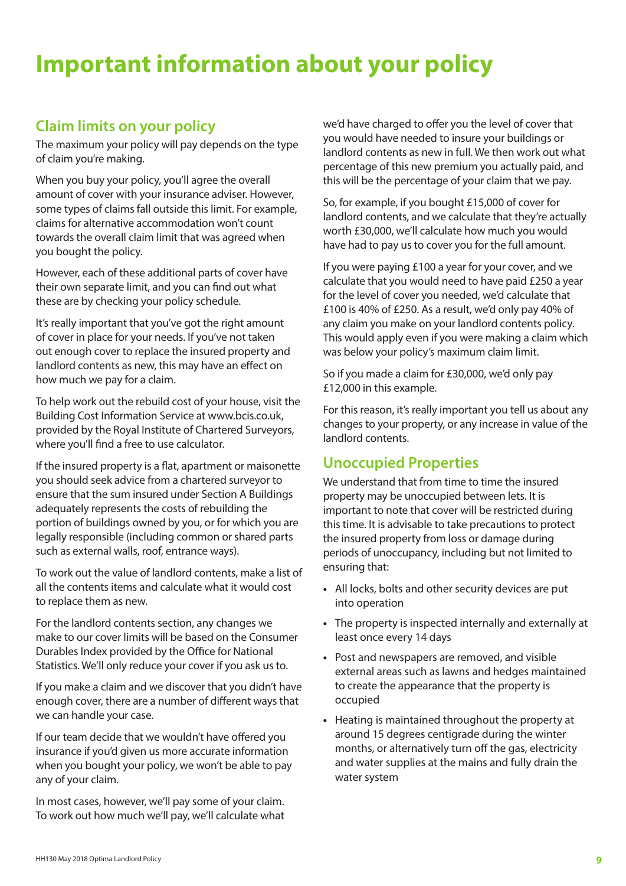# Important information about your policy

## Claim limits on your policy

The maximum your policy will pay depends on the type of claim you're making.

When you buy your policy, you'll agree the overall amount of cover with your insurance adviser. However, some types of claims fall outside this limit. For example, claims for alternative accommodation won't count towards the overall claim limit that was agreed when you bought the policy.

However, each of these additional parts of cover have their own separate limit, and you can find out what these are by checking your policy schedule.

It's really important that you've got the right amount of cover in place for your needs. If you've not taken out enough cover to replace the insured property and landlord contents as new, this may have an effect on how much we pay for a claim.

To help work out the rebuild cost of your house, visit the Building Cost Information Service at www.bcis.co.uk, provided by the Royal Institute of Chartered Surveyors, where you'll find a free to use calculator.

If the insured property is a flat, apartment or maisonette you should seek advice from a chartered surveyor to ensure that the sum insured under Section A Buildings adequately represents the costs of rebuilding the portion of buildings owned by you, or for which you are legally responsible (including common or shared parts such as external walls, roof, entrance ways).

To work out the value of landlord contents, make a list of all the contents items and calculate what it would cost to replace them as new.

For the landlord contents section, any changes we make to our cover limits will be based on the Consumer Durables Index provided by the Office for National Statistics. We'll only reduce your cover if you ask us to.

If you make a claim and we discover that you didn't have enough cover, there are a number of different ways that we can handle your case.

If our team decide that we wouldn't have offered you insurance if you'd given us more accurate information when you bought your policy, we won't be able to pay any of your claim.

In most cases, however, we'll pay some of your claim. To work out how much we'll pay, we'll calculate what we'd have charged to offer you the level of cover that you would have needed to insure your buildings or landlord contents as new in full. We then work out what percentage of this new premium you actually paid, and this will be the percentage of your claim that we pay.

So, for example, if you bought £15,000 of cover for landlord contents, and we calculate that they're actually worth £30,000, we'll calculate how much you would have had to pay us to cover you for the full amount.

If you were paying £100 a year for your cover, and we calculate that you would need to have paid £250 a year for the level of cover you needed, we'd calculate that £100 is 40% of £250. As a result, we'd only pay 40% of any claim you make on your landlord contents policy. This would apply even if you were making a claim which was below your policy's maximum claim limit.

So if you made a claim for £30,000, we'd only pay £12,000 in this example.

For this reason, it's really important you tell us about any changes to your property, or any increase in value of the landlord contents.

## Unoccupied Properties

We understand that from time to time the insured property may be unoccupied between lets. It is important to note that cover will be restricted during this time. It is advisable to take precautions to protect the insured property from loss or damage during periods of unoccupancy, including but not limited to ensuring that:

- All locks, bolts and other security devices are put into operation
- The property is inspected internally and externally at least once every 14 days
- Post and newspapers are removed, and visible external areas such as lawns and hedges maintained to create the appearance that the property is occupied
- Heating is maintained throughout the property at around 15 degrees centigrade during the winter months, or alternatively turn off the gas, electricity and water supplies at the mains and fully drain the water system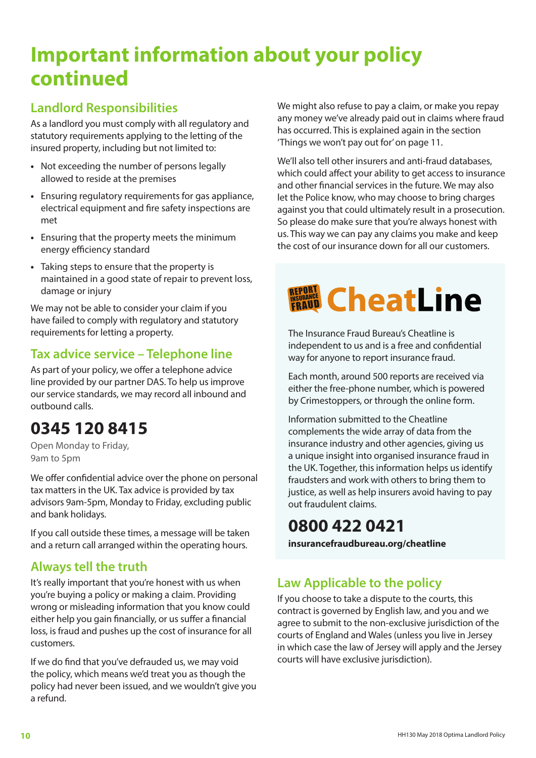# Important information about your policy continued

## Landlord Responsibilities

As a landlord you must comply with all regulatory and statutory requirements applying to the letting of the insured property, including but not limited to:

- Not exceeding the number of persons legally allowed to reside at the premises
- Ensuring regulatory requirements for gas appliance, electrical equipment and fire safety inspections are met
- Ensuring that the property meets the minimum energy efficiency standard
- Taking steps to ensure that the property is maintained in a good state of repair to prevent loss, damage or injury

We may not be able to consider your claim if you have failed to comply with regulatory and statutory requirements for letting a property.

## Tax advice service – Telephone line

As part of your policy, we offer a telephone advice line provided by our partner DAS. To help us improve our service standards, we may record all inbound and outbound calls.

# 0345 120 8415

Open Monday to Friday, 9am to 5pm

We offer confidential advice over the phone on personal tax matters in the UK. Tax advice is provided by tax advisors 9am-5pm, Monday to Friday, excluding public and bank holidays.

If you call outside these times, a message will be taken and a return call arranged within the operating hours.

## Always tell the truth

It's really important that you're honest with us when you're buying a policy or making a claim. Providing wrong or misleading information that you know could either help you gain financially, or us suffer a financial loss, is fraud and pushes up the cost of insurance for all customers.

If we do find that you've defrauded us, we may void the policy, which means we'd treat you as though the policy had never been issued, and we wouldn't give you a refund.

We might also refuse to pay a claim, or make you repay any money we've already paid out in claims where fraud has occurred. This is explained again in the section 'Things we won't pay out for' on page 11.

We'll also tell other insurers and anti-fraud databases, which could affect your ability to get access to insurance and other financial services in the future. We may also let the Police know, who may choose to bring charges against you that could ultimately result in a prosecution. So please do make sure that you're always honest with us. This way we can pay any claims you make and keep the cost of our insurance down for all our customers.

REPORT INSURANCE FRAUD **CheatLine**

The Insurance Fraud Bureau's Cheatline is independent to us and is a free and confidential way for anyone to report insurance fraud.

Each month, around 500 reports are received via either the free-phone number, which is powered by Crimestoppers, or through the online form.

Information submitted to the Cheatline complements the wide array of data from the insurance industry and other agencies, giving us a unique insight into organised insurance fraud in the UK. Together, this information helps us identify fraudsters and work with others to bring them to justice, as well as help insurers avoid having to pay out fraudulent claims.

# 0800 422 0421

**insurancefraudbureau.org/cheatline**

## Law Applicable to the policy

If you choose to take a dispute to the courts, this contract is governed by English law, and you and we agree to submit to the non-exclusive jurisdiction of the courts of England and Wales (unless you live in Jersey in which case the law of Jersey will apply and the Jersey courts will have exclusive jurisdiction).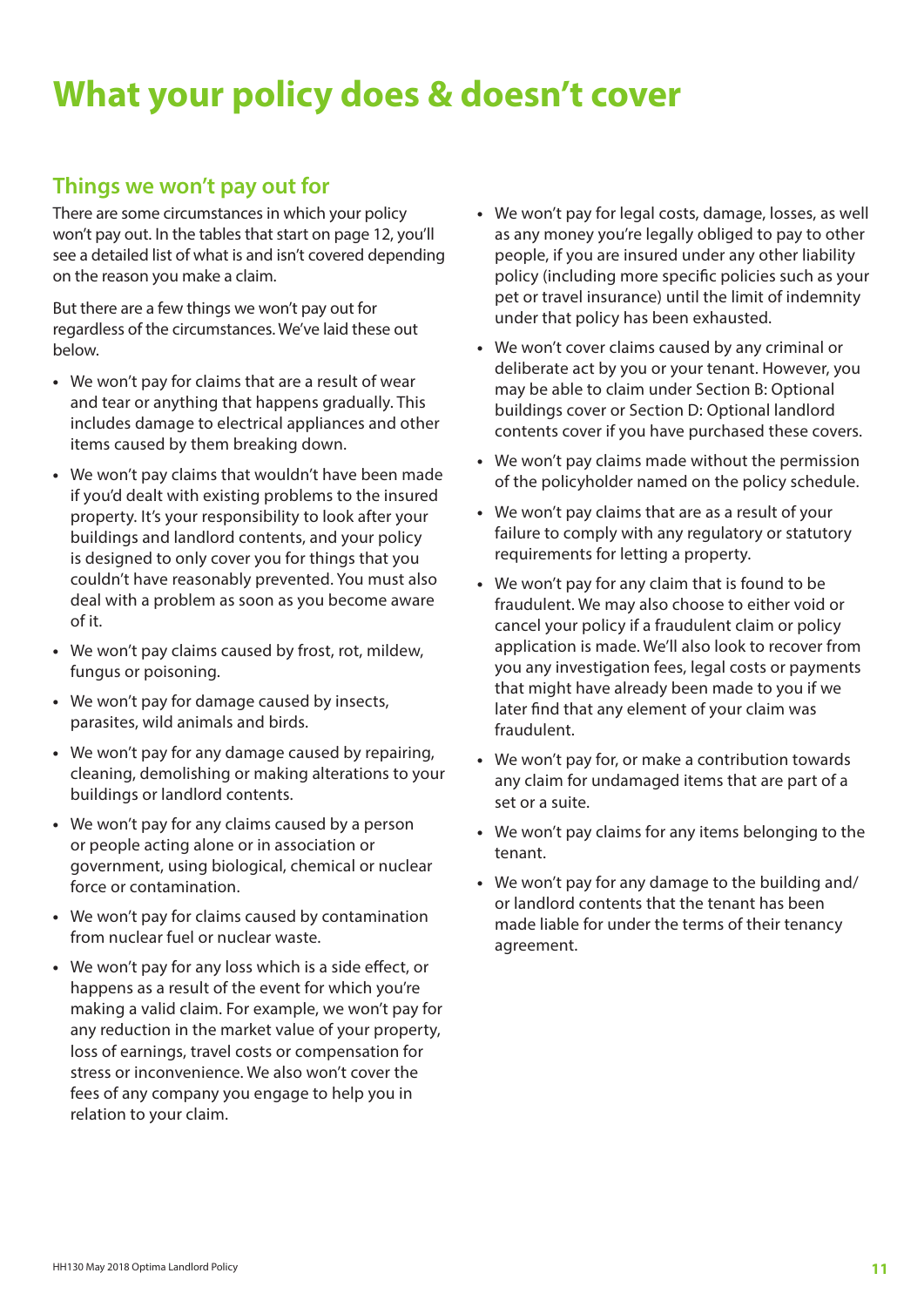# What your policy does & doesn't cover

## Things we won't pay out for

There are some circumstances in which your policy won't pay out. In the tables that start on page 12, you'll see a detailed list of what is and isn't covered depending on the reason you make a claim.

But there are a few things we won't pay out for regardless of the circumstances. We've laid these out below.

- We won't pay for claims that are a result of wear and tear or anything that happens gradually. This includes damage to electrical appliances and other items caused by them breaking down.
- We won't pay claims that wouldn't have been made if you'd dealt with existing problems to the insured property. It's your responsibility to look after your buildings and landlord contents, and your policy is designed to only cover you for things that you couldn't have reasonably prevented. You must also deal with a problem as soon as you become aware of it.
- We won't pay claims caused by frost, rot, mildew, fungus or poisoning.
- We won't pay for damage caused by insects, parasites, wild animals and birds.
- We won't pay for any damage caused by repairing, cleaning, demolishing or making alterations to your buildings or landlord contents.
- We won't pay for any claims caused by a person or people acting alone or in association or government, using biological, chemical or nuclear force or contamination.
- We won't pay for claims caused by contamination from nuclear fuel or nuclear waste.
- We won't pay for any loss which is a side effect, or happens as a result of the event for which you're making a valid claim. For example, we won't pay for any reduction in the market value of your property, loss of earnings, travel costs or compensation for stress or inconvenience. We also won't cover the fees of any company you engage to help you in relation to your claim.
- We won't pay for legal costs, damage, losses, as well as any money you're legally obliged to pay to other people, if you are insured under any other liability policy (including more specific policies such as your pet or travel insurance) until the limit of indemnity under that policy has been exhausted.
- We won't cover claims caused by any criminal or deliberate act by you or your tenant. However, you may be able to claim under Section B: Optional buildings cover or Section D: Optional landlord contents cover if you have purchased these covers.
- We won't pay claims made without the permission of the policyholder named on the policy schedule.
- We won't pay claims that are as a result of your failure to comply with any regulatory or statutory requirements for letting a property.
- We won't pay for any claim that is found to be fraudulent. We may also choose to either void or cancel your policy if a fraudulent claim or policy application is made. We'll also look to recover from you any investigation fees, legal costs or payments that might have already been made to you if we later find that any element of your claim was fraudulent.
- We won't pay for, or make a contribution towards any claim for undamaged items that are part of a set or a suite.
- We won't pay claims for any items belonging to the tenant.
- We won't pay for any damage to the building and/or landlord contents that the tenant has been made liable for under the terms of their tenancy agreement.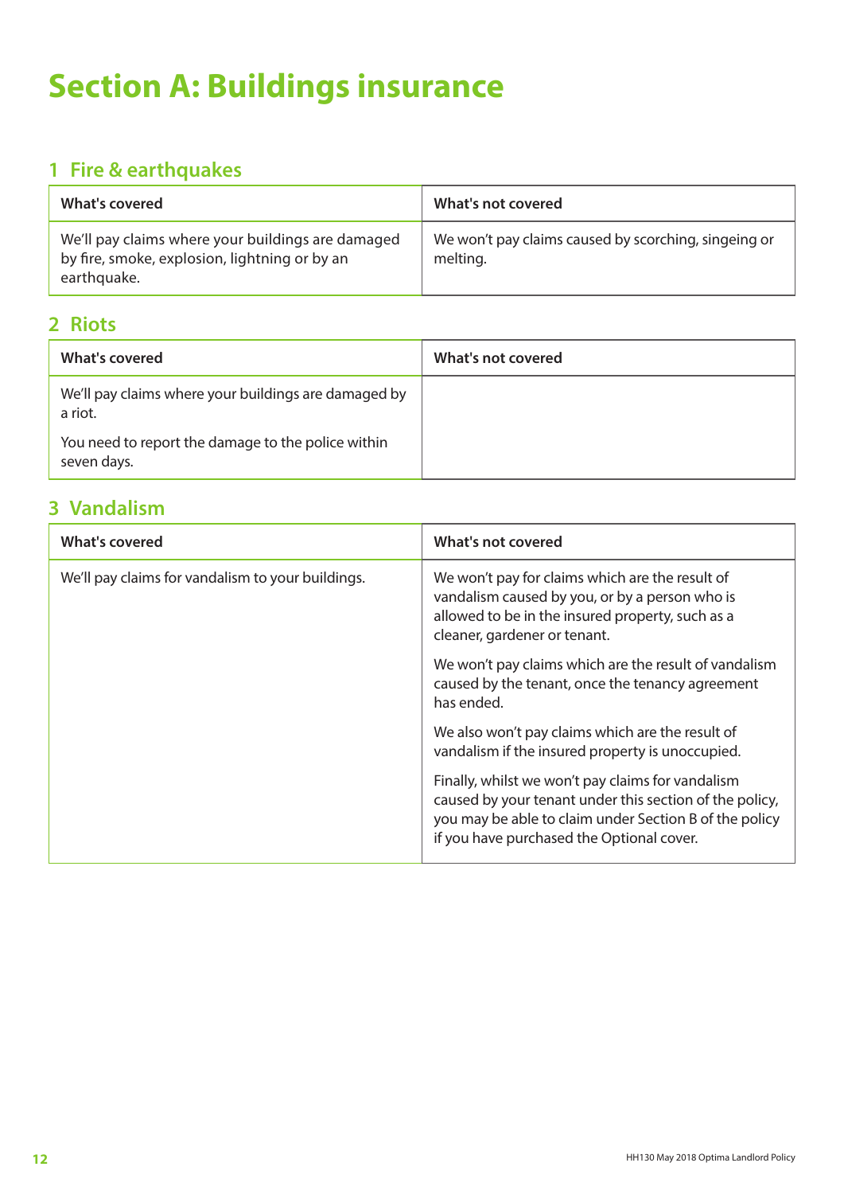# Section A: Buildings insurance

## 1 Fire & earthquakes

| What's covered | What's not covered |
|---|---|
| We'll pay claims where your buildings are damaged by fire, smoke, explosion, lightning or by an earthquake. | We won't pay claims caused by scorching, singeing or melting. |

## 2 Riots

| What's covered | What's not covered |
|---|---|
| We'll pay claims where your buildings are damaged by a riot.<br><br>You need to report the damage to the police within seven days. | |

## 3 Vandalism

| What's covered | What's not covered |
|---|---|
| We'll pay claims for vandalism to your buildings. | We won't pay for claims which are the result of vandalism caused by you, or by a person who is allowed to be in the insured property, such as a cleaner, gardener or tenant.<br><br>We won't pay claims which are the result of vandalism caused by the tenant, once the tenancy agreement has ended.<br><br>We also won't pay claims which are the result of vandalism if the insured property is unoccupied.<br><br>Finally, whilst we won't pay claims for vandalism caused by your tenant under this section of the policy, you may be able to claim under Section B of the policy if you have purchased the Optional cover. |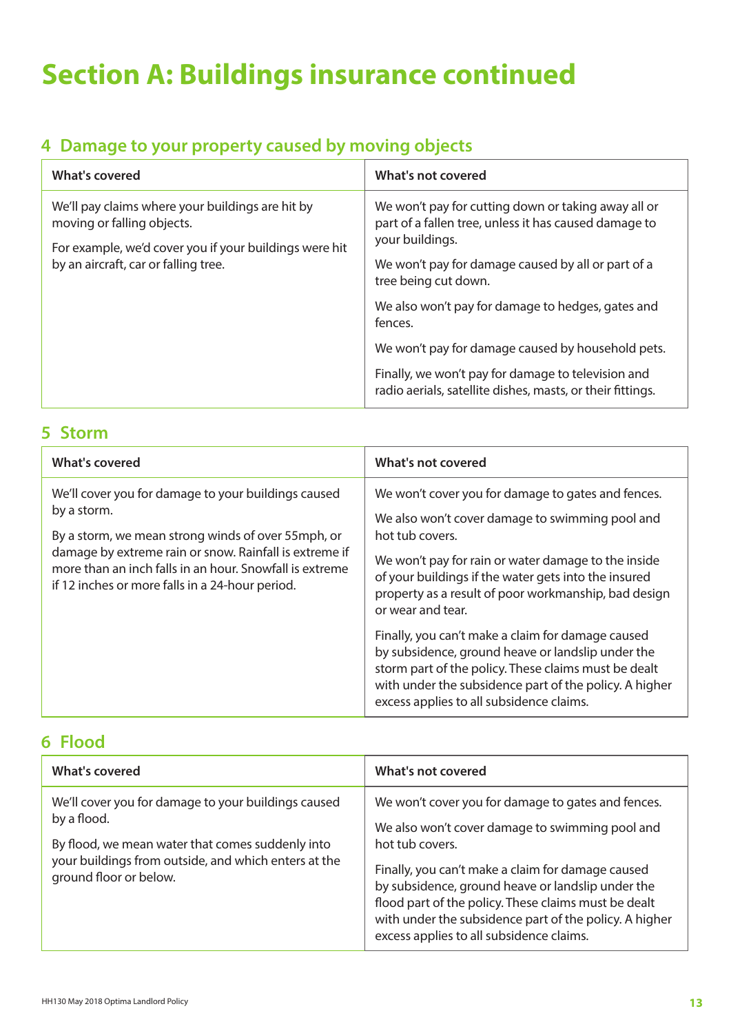# Section A: Buildings insurance continued

## 4 Damage to your property caused by moving objects

| What's covered | What's not covered |
| --- | --- |
| We'll pay claims where your buildings are hit by moving or falling objects.<br><br>For example, we'd cover you if your buildings were hit by an aircraft, car or falling tree. | We won't pay for cutting down or taking away all or part of a fallen tree, unless it has caused damage to your buildings.<br><br>We won't pay for damage caused by all or part of a tree being cut down.<br><br>We also won't pay for damage to hedges, gates and fences.<br><br>We won't pay for damage caused by household pets.<br><br>Finally, we won't pay for damage to television and radio aerials, satellite dishes, masts, or their fittings. |

## 5 Storm

| What's covered | What's not covered |
| --- | --- |
| We'll cover you for damage to your buildings caused by a storm.<br><br>By a storm, we mean strong winds of over 55mph, or damage by extreme rain or snow. Rainfall is extreme if more than an inch falls in an hour. Snowfall is extreme if 12 inches or more falls in a 24-hour period. | We won't cover you for damage to gates and fences.<br><br>We also won't cover damage to swimming pool and hot tub covers.<br><br>We won't pay for rain or water damage to the inside of your buildings if the water gets into the insured property as a result of poor workmanship, bad design or wear and tear.<br><br>Finally, you can't make a claim for damage caused by subsidence, ground heave or landslip under the storm part of the policy. These claims must be dealt with under the subsidence part of the policy. A higher excess applies to all subsidence claims. |

## 6 Flood

| What's covered | What's not covered |
| --- | --- |
| We'll cover you for damage to your buildings caused by a flood.<br><br>By flood, we mean water that comes suddenly into your buildings from outside, and which enters at the ground floor or below. | We won't cover you for damage to gates and fences.<br><br>We also won't cover damage to swimming pool and hot tub covers.<br><br>Finally, you can't make a claim for damage caused by subsidence, ground heave or landslip under the flood part of the policy. These claims must be dealt with under the subsidence part of the policy. A higher excess applies to all subsidence claims. |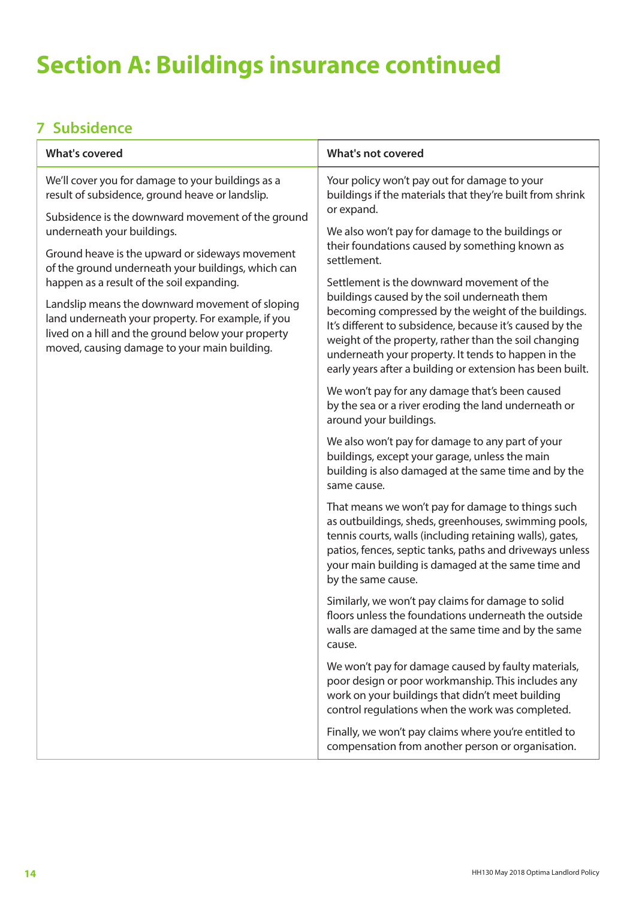# Section A: Buildings insurance continued

## 7 Subsidence

| What's covered | What's not covered |
|---|---|
| We'll cover you for damage to your buildings as a result of subsidence, ground heave or landslip.<br><br>Subsidence is the downward movement of the ground underneath your buildings.<br><br>Ground heave is the upward or sideways movement of the ground underneath your buildings, which can happen as a result of the soil expanding.<br><br>Landslip means the downward movement of sloping land underneath your property. For example, if you lived on a hill and the ground below your property moved, causing damage to your main building. | Your policy won't pay out for damage to your buildings if the materials that they're built from shrink or expand.<br><br>We also won't pay for damage to the buildings or their foundations caused by something known as settlement.<br><br>Settlement is the downward movement of the buildings caused by the soil underneath them becoming compressed by the weight of the buildings. It's different to subsidence, because it's caused by the weight of the property, rather than the soil changing underneath your property. It tends to happen in the early years after a building or extension has been built.<br><br>We won't pay for any damage that's been caused by the sea or a river eroding the land underneath or around your buildings.<br><br>We also won't pay for damage to any part of your buildings, except your garage, unless the main building is also damaged at the same time and by the same cause.<br><br>That means we won't pay for damage to things such as outbuildings, sheds, greenhouses, swimming pools, tennis courts, walls (including retaining walls), gates, patios, fences, septic tanks, paths and driveways unless your main building is damaged at the same time and by the same cause.<br><br>Similarly, we won't pay claims for damage to solid floors unless the foundations underneath the outside walls are damaged at the same time and by the same cause.<br><br>We won't pay for damage caused by faulty materials, poor design or poor workmanship. This includes any work on your buildings that didn't meet building control regulations when the work was completed.<br><br>Finally, we won't pay claims where you're entitled to compensation from another person or organisation. |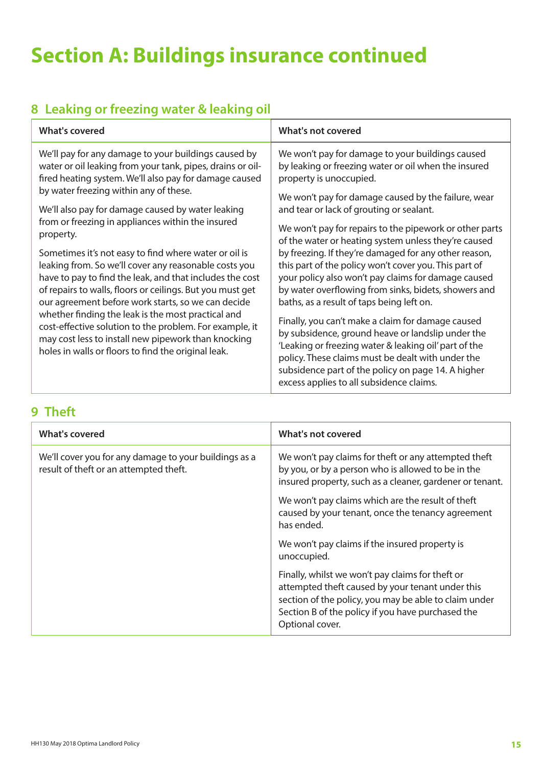# Section A: Buildings insurance continued

## 8 Leaking or freezing water & leaking oil

| What's covered | What's not covered |
|---|---|
| We'll pay for any damage to your buildings caused by water or oil leaking from your tank, pipes, drains or oil-fired heating system. We'll also pay for damage caused by water freezing within any of these.<br><br>We'll also pay for damage caused by water leaking from or freezing in appliances within the insured property.<br><br>Sometimes it's not easy to find where water or oil is leaking from. So we'll cover any reasonable costs you have to pay to find the leak, and that includes the cost of repairs to walls, floors or ceilings. But you must get our agreement before work starts, so we can decide whether finding the leak is the most practical and cost-effective solution to the problem. For example, it may cost less to install new pipework than knocking holes in walls or floors to find the original leak. | We won't pay for damage to your buildings caused by leaking or freezing water or oil when the insured property is unoccupied.<br><br>We won't pay for damage caused by the failure, wear and tear or lack of grouting or sealant.<br><br>We won't pay for repairs to the pipework or other parts of the water or heating system unless they're caused by freezing. If they're damaged for any other reason, this part of the policy won't cover you. This part of your policy also won't pay claims for damage caused by water overflowing from sinks, bidets, showers and baths, as a result of taps being left on.<br><br>Finally, you can't make a claim for damage caused by subsidence, ground heave or landslip under the 'Leaking or freezing water & leaking oil' part of the policy. These claims must be dealt with under the subsidence part of the policy on page 14. A higher excess applies to all subsidence claims. |

## 9 Theft

| What's covered | What's not covered |
|---|---|
| We'll cover you for any damage to your buildings as a result of theft or an attempted theft. | We won't pay claims for theft or any attempted theft by you, or by a person who is allowed to be in the insured property, such as a cleaner, gardener or tenant.<br><br>We won't pay claims which are the result of theft caused by your tenant, once the tenancy agreement has ended.<br><br>We won't pay claims if the insured property is unoccupied.<br><br>Finally, whilst we won't pay claims for theft or attempted theft caused by your tenant under this section of the policy, you may be able to claim under Section B of the policy if you have purchased the Optional cover. |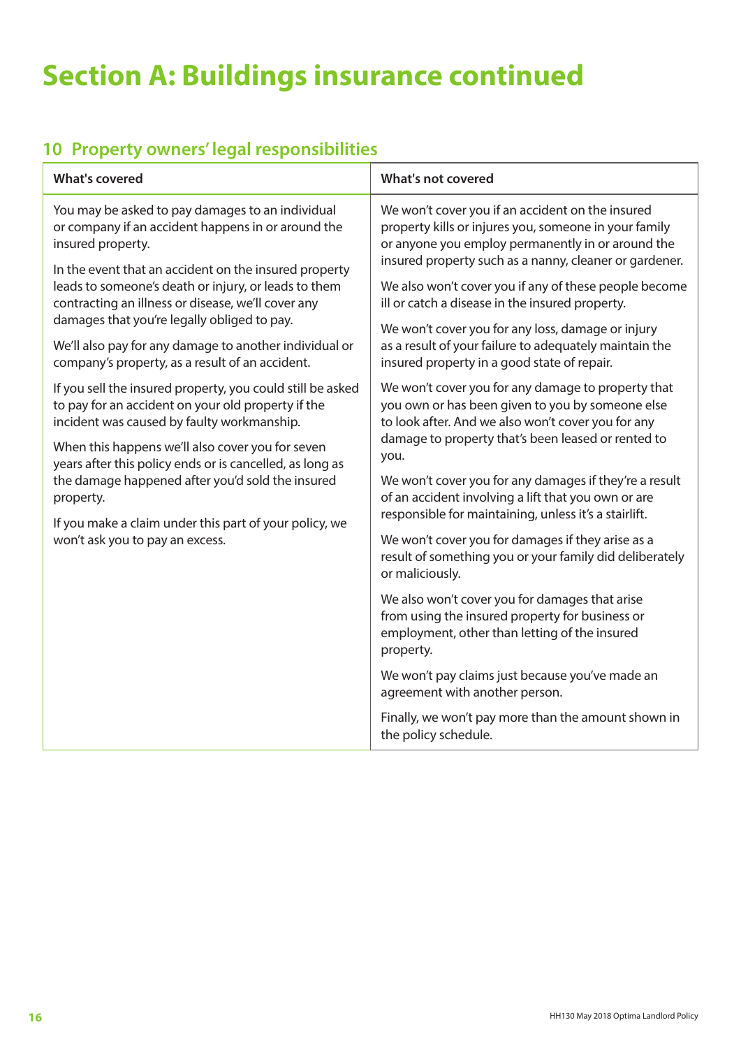# Section A: Buildings insurance continued

## 10 Property owners' legal responsibilities

| What's covered | What's not covered |
|---|---|
| You may be asked to pay damages to an individual or company if an accident happens in or around the insured property.<br><br>In the event that an accident on the insured property leads to someone's death or injury, or leads to them contracting an illness or disease, we'll cover any damages that you're legally obliged to pay.<br><br>We'll also pay for any damage to another individual or company's property, as a result of an accident.<br><br>If you sell the insured property, you could still be asked to pay for an accident on your old property if the incident was caused by faulty workmanship.<br><br>When this happens we'll also cover you for seven years after this policy ends or is cancelled, as long as the damage happened after you'd sold the insured property.<br><br>If you make a claim under this part of your policy, we won't ask you to pay an excess. | We won't cover you if an accident on the insured property kills or injures you, someone in your family or anyone you employ permanently in or around the insured property such as a nanny, cleaner or gardener.<br><br>We also won't cover you if any of these people become ill or catch a disease in the insured property.<br><br>We won't cover you for any loss, damage or injury as a result of your failure to adequately maintain the insured property in a good state of repair.<br><br>We won't cover you for any damage to property that you own or has been given to you by someone else to look after. And we also won't cover you for any damage to property that's been leased or rented to you.<br><br>We won't cover you for any damages if they're a result of an accident involving a lift that you own or are responsible for maintaining, unless it's a stairlift.<br><br>We won't cover you for damages if they arise as a result of something you or your family did deliberately or maliciously.<br><br>We also won't cover you for damages that arise from using the insured property for business or employment, other than letting of the insured property.<br><br>We won't pay claims just because you've made an agreement with another person.<br><br>Finally, we won't pay more than the amount shown in the policy schedule. |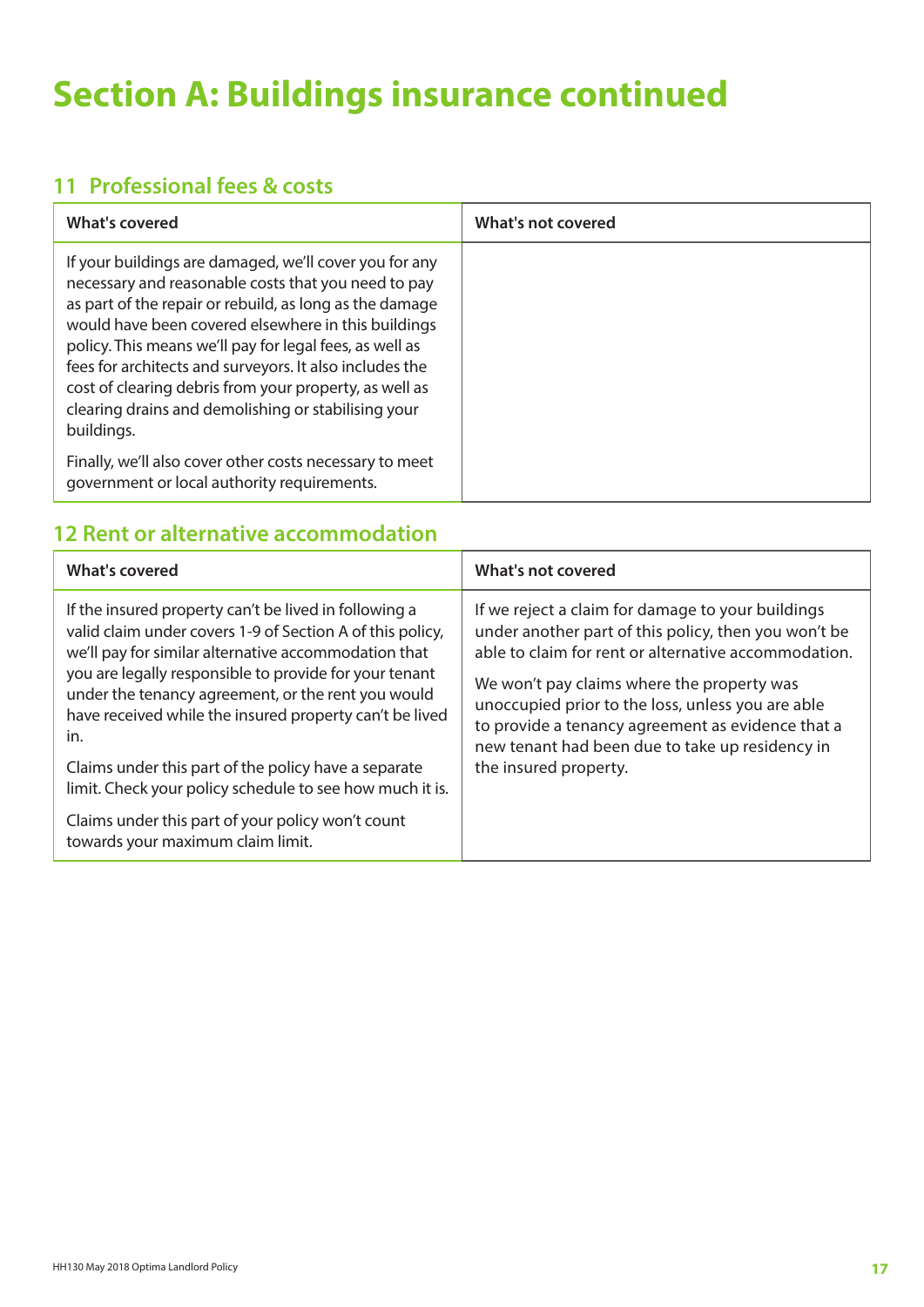# Section A: Buildings insurance continued

## 11 Professional fees & costs

| What's covered | What's not covered |
|---|---|
| If your buildings are damaged, we'll cover you for any necessary and reasonable costs that you need to pay as part of the repair or rebuild, as long as the damage would have been covered elsewhere in this buildings policy. This means we'll pay for legal fees, as well as fees for architects and surveyors. It also includes the cost of clearing debris from your property, as well as clearing drains and demolishing or stabilising your buildings.<br><br>Finally, we'll also cover other costs necessary to meet government or local authority requirements. | |

## 12 Rent or alternative accommodation

| What's covered | What's not covered |
|---|---|
| If the insured property can't be lived in following a valid claim under covers 1-9 of Section A of this policy, we'll pay for similar alternative accommodation that you are legally responsible to provide for your tenant under the tenancy agreement, or the rent you would have received while the insured property can't be lived in.<br><br>Claims under this part of the policy have a separate limit. Check your policy schedule to see how much it is.<br><br>Claims under this part of your policy won't count towards your maximum claim limit. | If we reject a claim for damage to your buildings under another part of this policy, then you won't be able to claim for rent or alternative accommodation.<br><br>We won't pay claims where the property was unoccupied prior to the loss, unless you are able to provide a tenancy agreement as evidence that a new tenant had been due to take up residency in the insured property. |

HH130 May 2018 Optima Landlord Policy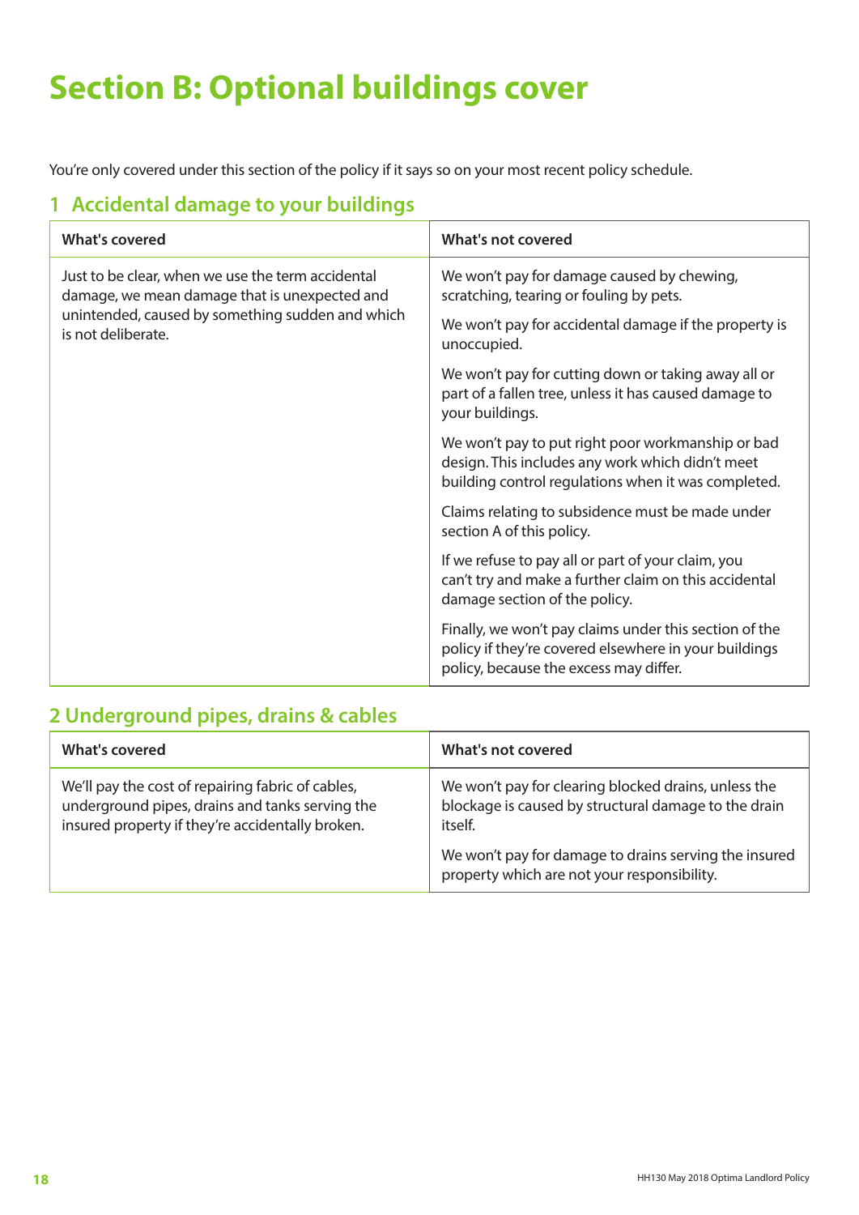# Section B: Optional buildings cover

You're only covered under this section of the policy if it says so on your most recent policy schedule.

## 1 Accidental damage to your buildings

| What's covered | What's not covered |
|---|---|
| Just to be clear, when we use the term accidental damage, we mean damage that is unexpected and unintended, caused by something sudden and which is not deliberate. | We won't pay for damage caused by chewing, scratching, tearing or fouling by pets. |
| | We won't pay for accidental damage if the property is unoccupied. |
| | We won't pay for cutting down or taking away all or part of a fallen tree, unless it has caused damage to your buildings. |
| | We won't pay to put right poor workmanship or bad design. This includes any work which didn't meet building control regulations when it was completed. |
| | Claims relating to subsidence must be made under section A of this policy. |
| | If we refuse to pay all or part of your claim, you can't try and make a further claim on this accidental damage section of the policy. |
| | Finally, we won't pay claims under this section of the policy if they're covered elsewhere in your buildings policy, because the excess may differ. |

## 2 Underground pipes, drains & cables

| What's covered | What's not covered |
|---|---|
| We'll pay the cost of repairing fabric of cables, underground pipes, drains and tanks serving the insured property if they're accidentally broken. | We won't pay for clearing blocked drains, unless the blockage is caused by structural damage to the drain itself. |
| | We won't pay for damage to drains serving the insured property which are not your responsibility. |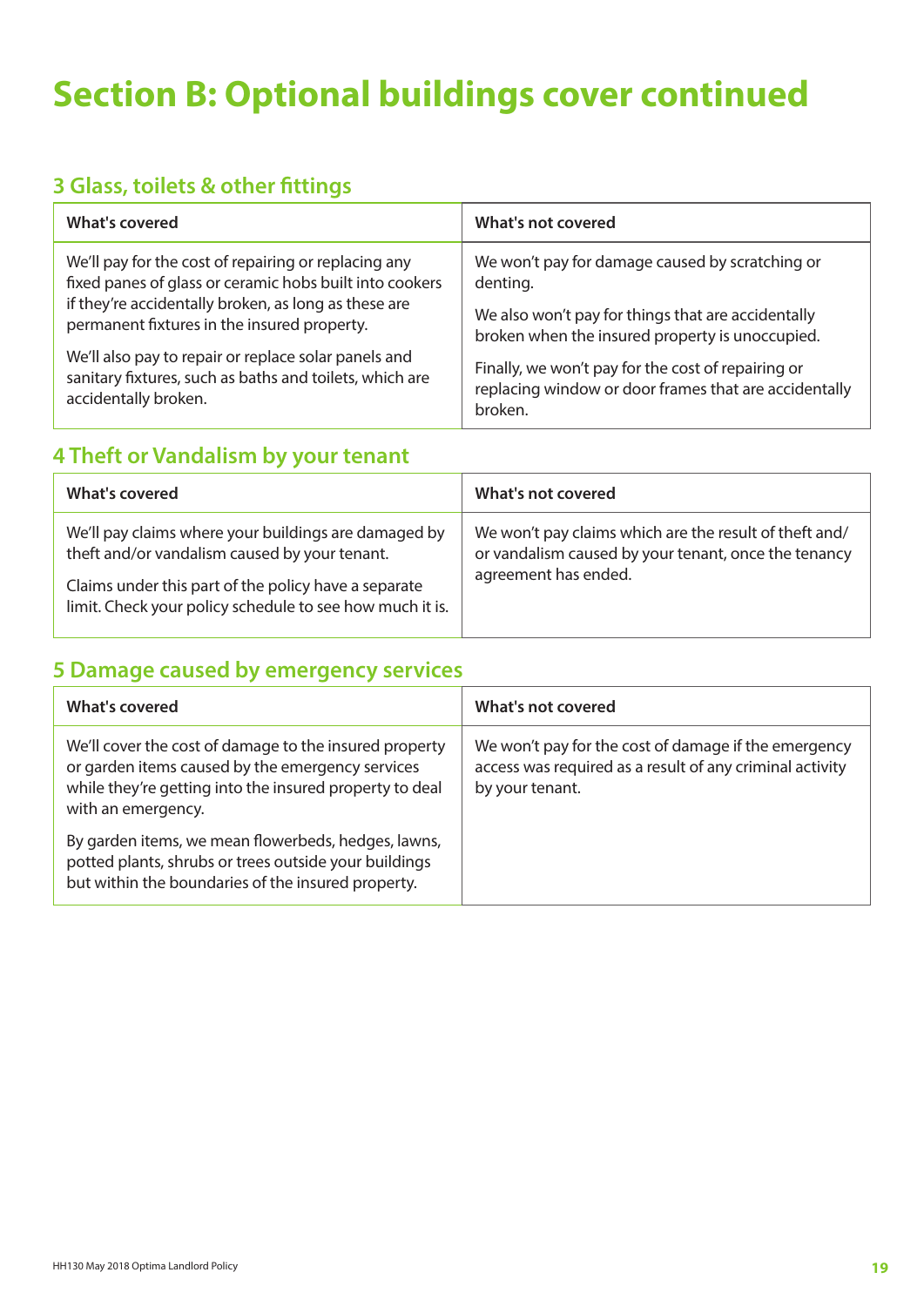# Section B: Optional buildings cover continued

## 3 Glass, toilets & other fittings

| What's covered | What's not covered |
| --- | --- |
| We'll pay for the cost of repairing or replacing any fixed panes of glass or ceramic hobs built into cookers if they're accidentally broken, as long as these are permanent fixtures in the insured property.<br><br>We'll also pay to repair or replace solar panels and sanitary fixtures, such as baths and toilets, which are accidentally broken. | We won't pay for damage caused by scratching or denting.<br><br>We also won't pay for things that are accidentally broken when the insured property is unoccupied.<br><br>Finally, we won't pay for the cost of repairing or replacing window or door frames that are accidentally broken. |

## 4 Theft or Vandalism by your tenant

| What's covered | What's not covered |
| --- | --- |
| We'll pay claims where your buildings are damaged by theft and/or vandalism caused by your tenant.<br><br>Claims under this part of the policy have a separate limit. Check your policy schedule to see how much it is. | We won't pay claims which are the result of theft and/or vandalism caused by your tenant, once the tenancy agreement has ended. |

## 5 Damage caused by emergency services

| What's covered | What's not covered |
| --- | --- |
| We'll cover the cost of damage to the insured property or garden items caused by the emergency services while they're getting into the insured property to deal with an emergency.<br><br>By garden items, we mean flowerbeds, hedges, lawns, potted plants, shrubs or trees outside your buildings but within the boundaries of the insured property. | We won't pay for the cost of damage if the emergency access was required as a result of any criminal activity by your tenant. |

HH130 May 2018 Optima Landlord Policy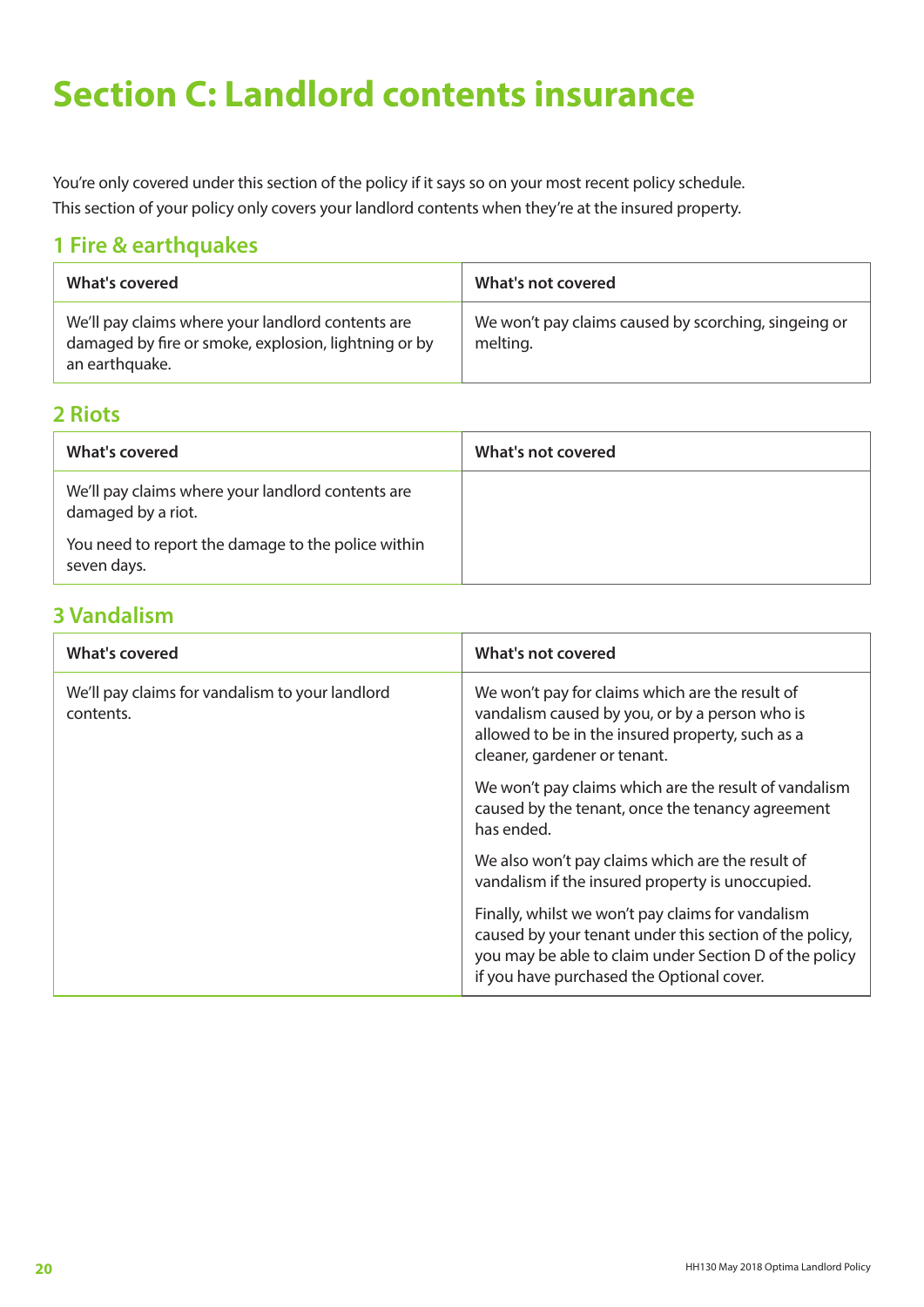# Section C: Landlord contents insurance

You're only covered under this section of the policy if it says so on your most recent policy schedule.
This section of your policy only covers your landlord contents when they're at the insured property.

## 1 Fire & earthquakes

| What's covered | What's not covered |
| --- | --- |
| We'll pay claims where your landlord contents are damaged by fire or smoke, explosion, lightning or by an earthquake. | We won't pay claims caused by scorching, singeing or melting. |

## 2 Riots

| What's covered | What's not covered |
| --- | --- |
| We'll pay claims where your landlord contents are damaged by a riot.<br><br>You need to report the damage to the police within seven days. | |

## 3 Vandalism

| What's covered | What's not covered |
| --- | --- |
| We'll pay claims for vandalism to your landlord contents. | We won't pay for claims which are the result of vandalism caused by you, or by a person who is allowed to be in the insured property, such as a cleaner, gardener or tenant.<br><br>We won't pay claims which are the result of vandalism caused by the tenant, once the tenancy agreement has ended.<br><br>We also won't pay claims which are the result of vandalism if the insured property is unoccupied.<br><br>Finally, whilst we won't pay claims for vandalism caused by your tenant under this section of the policy, you may be able to claim under Section D of the policy if you have purchased the Optional cover. |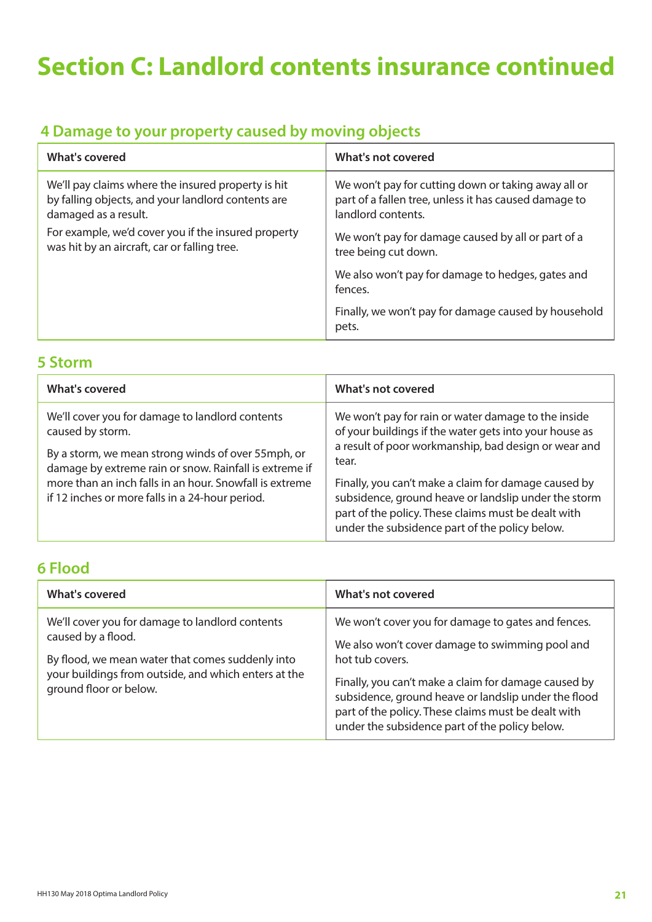# Section C: Landlord contents insurance continued

## 4 Damage to your property caused by moving objects

| What's covered | What's not covered |
|---|---|
| We'll pay claims where the insured property is hit by falling objects, and your landlord contents are damaged as a result.<br><br>For example, we'd cover you if the insured property was hit by an aircraft, car or falling tree. | We won't pay for cutting down or taking away all or part of a fallen tree, unless it has caused damage to landlord contents.<br><br>We won't pay for damage caused by all or part of a tree being cut down.<br><br>We also won't pay for damage to hedges, gates and fences.<br><br>Finally, we won't pay for damage caused by household pets. |

## 5 Storm

| What's covered | What's not covered |
|---|---|
| We'll cover you for damage to landlord contents caused by storm.<br><br>By a storm, we mean strong winds of over 55mph, or damage by extreme rain or snow. Rainfall is extreme if more than an inch falls in an hour. Snowfall is extreme if 12 inches or more falls in a 24-hour period. | We won't pay for rain or water damage to the inside of your buildings if the water gets into your house as a result of poor workmanship, bad design or wear and tear.<br><br>Finally, you can't make a claim for damage caused by subsidence, ground heave or landslip under the storm part of the policy. These claims must be dealt with under the subsidence part of the policy below. |

## 6 Flood

| What's covered | What's not covered |
|---|---|
| We'll cover you for damage to landlord contents caused by a flood.<br><br>By flood, we mean water that comes suddenly into your buildings from outside, and which enters at the ground floor or below. | We won't cover you for damage to gates and fences.<br><br>We also won't cover damage to swimming pool and hot tub covers.<br><br>Finally, you can't make a claim for damage caused by subsidence, ground heave or landslip under the flood part of the policy. These claims must be dealt with under the subsidence part of the policy below. |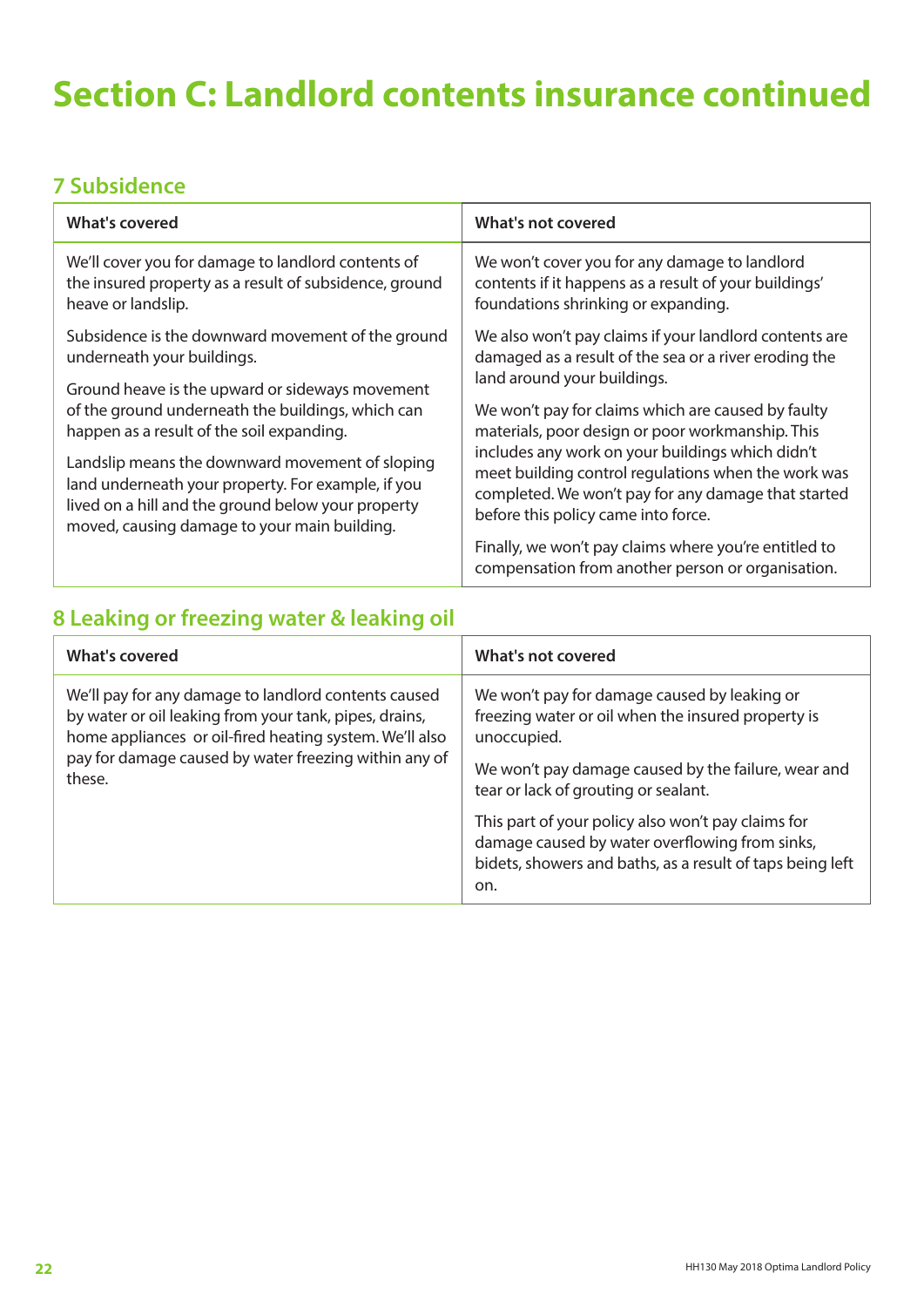# Section C: Landlord contents insurance continued

## 7 Subsidence

| What's covered | What's not covered |
|---|---|
| We'll cover you for damage to landlord contents of the insured property as a result of subsidence, ground heave or landslip.<br><br>Subsidence is the downward movement of the ground underneath your buildings.<br><br>Ground heave is the upward or sideways movement of the ground underneath the buildings, which can happen as a result of the soil expanding.<br><br>Landslip means the downward movement of sloping land underneath your property. For example, if you lived on a hill and the ground below your property moved, causing damage to your main building. | We won't cover you for any damage to landlord contents if it happens as a result of your buildings' foundations shrinking or expanding.<br><br>We also won't pay claims if your landlord contents are damaged as a result of the sea or a river eroding the land around your buildings.<br><br>We won't pay for claims which are caused by faulty materials, poor design or poor workmanship. This includes any work on your buildings which didn't meet building control regulations when the work was completed. We won't pay for any damage that started before this policy came into force.<br><br>Finally, we won't pay claims where you're entitled to compensation from another person or organisation. |

## 8 Leaking or freezing water & leaking oil

| What's covered | What's not covered |
|---|---|
| We'll pay for any damage to landlord contents caused by water or oil leaking from your tank, pipes, drains, home appliances or oil-fired heating system. We'll also pay for damage caused by water freezing within any of these. | We won't pay for damage caused by leaking or freezing water or oil when the insured property is unoccupied.<br><br>We won't pay damage caused by the failure, wear and tear or lack of grouting or sealant.<br><br>This part of your policy also won't pay claims for damage caused by water overflowing from sinks, bidets, showers and baths, as a result of taps being left on. |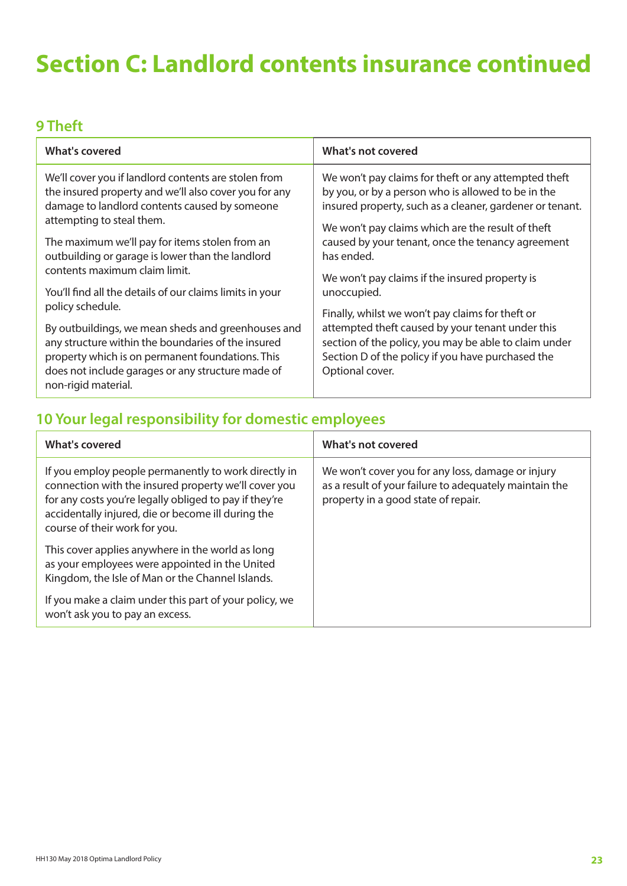# Section C: Landlord contents insurance continued

## 9 Theft

| What's covered | What's not covered |
|---|---|
| We'll cover you if landlord contents are stolen from the insured property and we'll also cover you for any damage to landlord contents caused by someone attempting to steal them.<br><br>The maximum we'll pay for items stolen from an outbuilding or garage is lower than the landlord contents maximum claim limit.<br><br>You'll find all the details of our claims limits in your policy schedule.<br><br>By outbuildings, we mean sheds and greenhouses and any structure within the boundaries of the insured property which is on permanent foundations. This does not include garages or any structure made of non-rigid material. | We won't pay claims for theft or any attempted theft by you, or by a person who is allowed to be in the insured property, such as a cleaner, gardener or tenant.<br><br>We won't pay claims which are the result of theft caused by your tenant, once the tenancy agreement has ended.<br><br>We won't pay claims if the insured property is unoccupied.<br><br>Finally, whilst we won't pay claims for theft or attempted theft caused by your tenant under this section of the policy, you may be able to claim under Section D of the policy if you have purchased the Optional cover. |

## 10 Your legal responsibility for domestic employees

| What's covered | What's not covered |
|---|---|
| If you employ people permanently to work directly in connection with the insured property we'll cover you for any costs you're legally obliged to pay if they're accidentally injured, die or become ill during the course of their work for you.<br><br>This cover applies anywhere in the world as long as your employees were appointed in the United Kingdom, the Isle of Man or the Channel Islands.<br><br>If you make a claim under this part of your policy, we won't ask you to pay an excess. | We won't cover you for any loss, damage or injury as a result of your failure to adequately maintain the property in a good state of repair. |

HH130 May 2018 Optima Landlord Policy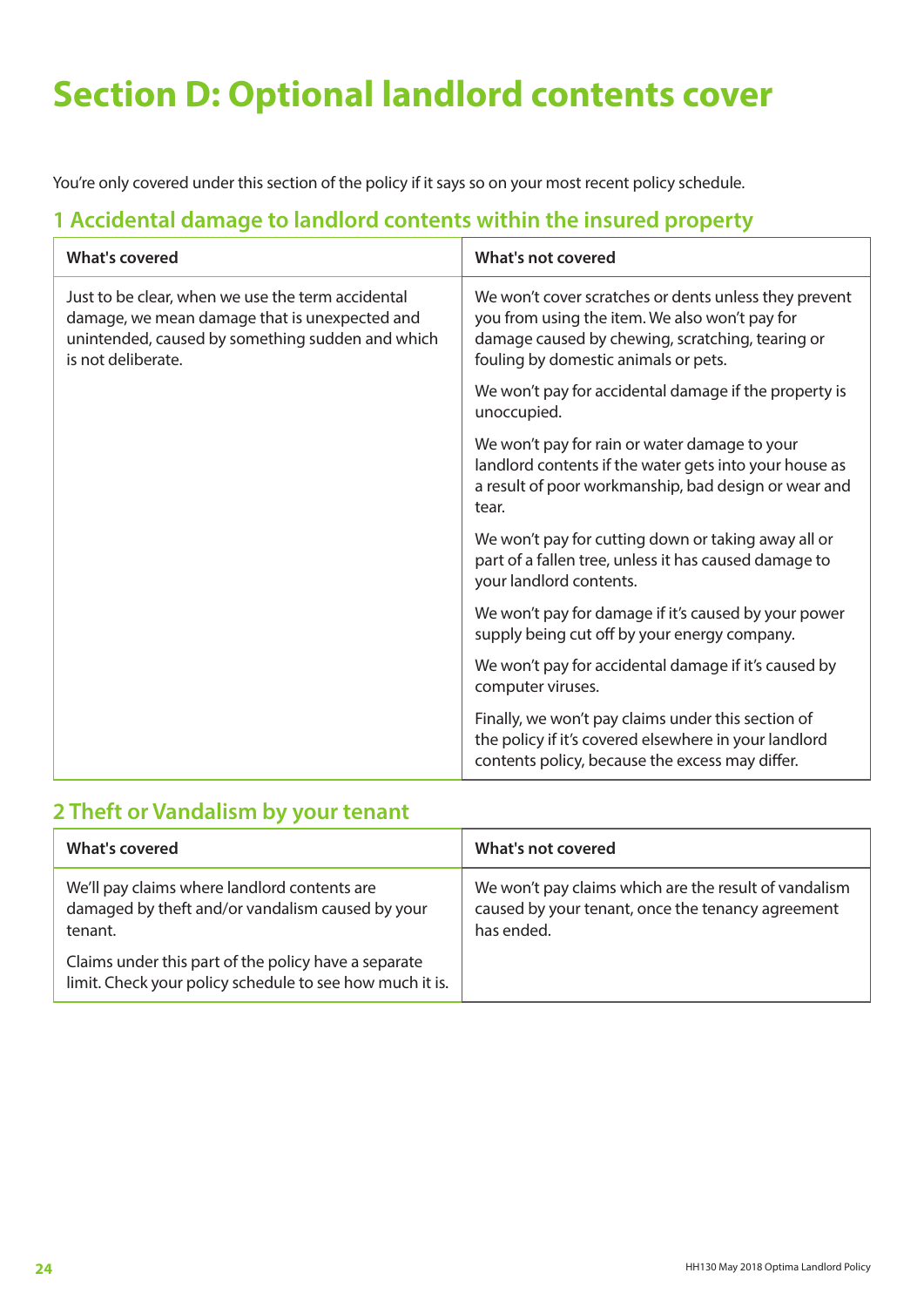# Section D: Optional landlord contents cover

You're only covered under this section of the policy if it says so on your most recent policy schedule.

## 1 Accidental damage to landlord contents within the insured property

| What's covered | What's not covered |
|---|---|
| Just to be clear, when we use the term accidental damage, we mean damage that is unexpected and unintended, caused by something sudden and which is not deliberate. | We won't cover scratches or dents unless they prevent you from using the item. We also won't pay for damage caused by chewing, scratching, tearing or fouling by domestic animals or pets.<br><br>We won't pay for accidental damage if the property is unoccupied.<br><br>We won't pay for rain or water damage to your landlord contents if the water gets into your house as a result of poor workmanship, bad design or wear and tear.<br><br>We won't pay for cutting down or taking away all or part of a fallen tree, unless it has caused damage to your landlord contents.<br><br>We won't pay for damage if it's caused by your power supply being cut off by your energy company.<br><br>We won't pay for accidental damage if it's caused by computer viruses.<br><br>Finally, we won't pay claims under this section of the policy if it's covered elsewhere in your landlord contents policy, because the excess may differ. |

## 2 Theft or Vandalism by your tenant

| What's covered | What's not covered |
|---|---|
| We'll pay claims where landlord contents are damaged by theft and/or vandalism caused by your tenant.<br><br>Claims under this part of the policy have a separate limit. Check your policy schedule to see how much it is. | We won't pay claims which are the result of vandalism caused by your tenant, once the tenancy agreement has ended. |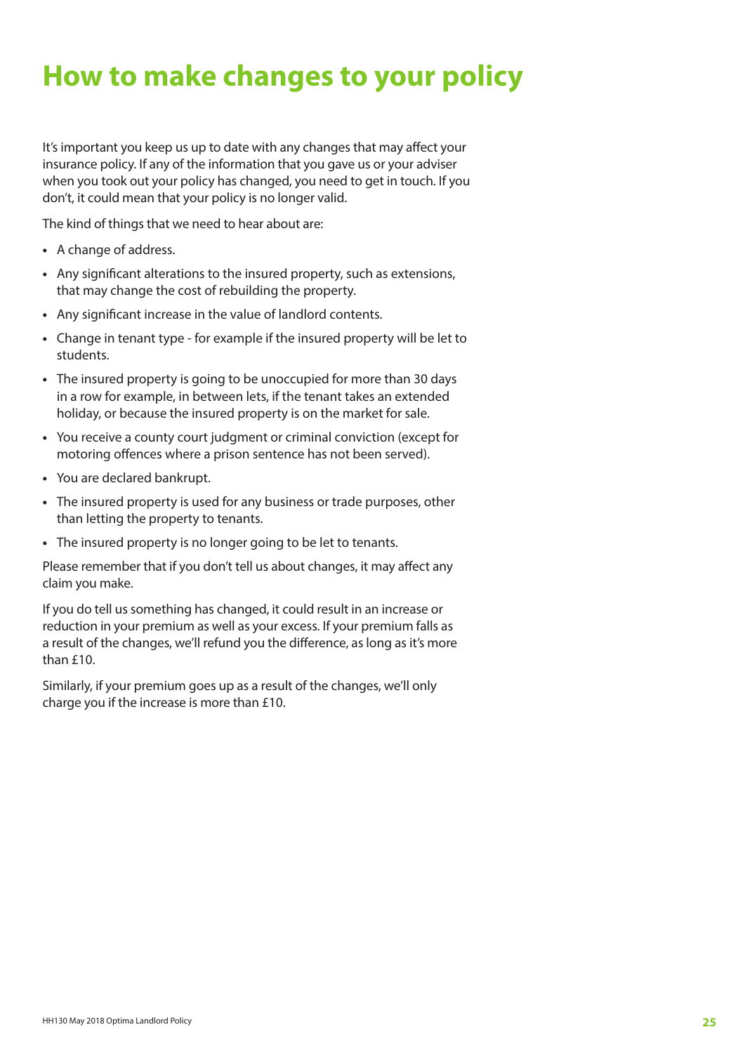# How to make changes to your policy

It's important you keep us up to date with any changes that may affect your insurance policy. If any of the information that you gave us or your adviser when you took out your policy has changed, you need to get in touch. If you don't, it could mean that your policy is no longer valid.

The kind of things that we need to hear about are:

- A change of address.
- Any significant alterations to the insured property, such as extensions, that may change the cost of rebuilding the property.
- Any significant increase in the value of landlord contents.
- Change in tenant type - for example if the insured property will be let to students.
- The insured property is going to be unoccupied for more than 30 days in a row for example, in between lets, if the tenant takes an extended holiday, or because the insured property is on the market for sale.
- You receive a county court judgment or criminal conviction (except for motoring offences where a prison sentence has not been served).
- You are declared bankrupt.
- The insured property is used for any business or trade purposes, other than letting the property to tenants.
- The insured property is no longer going to be let to tenants.

Please remember that if you don't tell us about changes, it may affect any claim you make.

If you do tell us something has changed, it could result in an increase or reduction in your premium as well as your excess. If your premium falls as a result of the changes, we'll refund you the difference, as long as it's more than £10.

Similarly, if your premium goes up as a result of the changes, we'll only charge you if the increase is more than £10.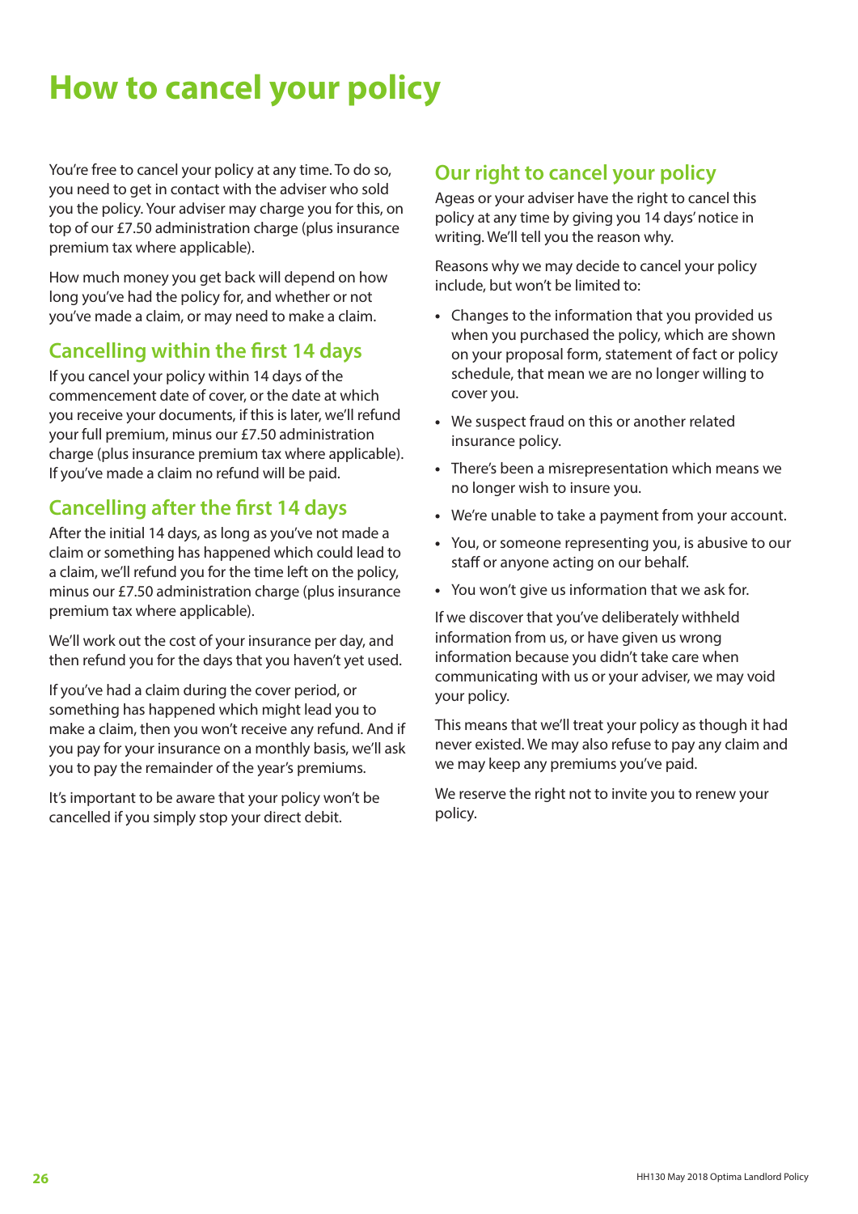# How to cancel your policy

You're free to cancel your policy at any time. To do so, you need to get in contact with the adviser who sold you the policy. Your adviser may charge you for this, on top of our £7.50 administration charge (plus insurance premium tax where applicable).

How much money you get back will depend on how long you've had the policy for, and whether or not you've made a claim, or may need to make a claim.

## Cancelling within the first 14 days

If you cancel your policy within 14 days of the commencement date of cover, or the date at which you receive your documents, if this is later, we'll refund your full premium, minus our £7.50 administration charge (plus insurance premium tax where applicable). If you've made a claim no refund will be paid.

## Cancelling after the first 14 days

After the initial 14 days, as long as you've not made a claim or something has happened which could lead to a claim, we'll refund you for the time left on the policy, minus our £7.50 administration charge (plus insurance premium tax where applicable).

We'll work out the cost of your insurance per day, and then refund you for the days that you haven't yet used.

If you've had a claim during the cover period, or something has happened which might lead you to make a claim, then you won't receive any refund. And if you pay for your insurance on a monthly basis, we'll ask you to pay the remainder of the year's premiums.

It's important to be aware that your policy won't be cancelled if you simply stop your direct debit.

## Our right to cancel your policy

Ageas or your adviser have the right to cancel this policy at any time by giving you 14 days' notice in writing. We'll tell you the reason why.

Reasons why we may decide to cancel your policy include, but won't be limited to:

- Changes to the information that you provided us when you purchased the policy, which are shown on your proposal form, statement of fact or policy schedule, that mean we are no longer willing to cover you.
- We suspect fraud on this or another related insurance policy.
- There's been a misrepresentation which means we no longer wish to insure you.
- We're unable to take a payment from your account.
- You, or someone representing you, is abusive to our staff or anyone acting on our behalf.
- You won't give us information that we ask for.

If we discover that you've deliberately withheld information from us, or have given us wrong information because you didn't take care when communicating with us or your adviser, we may void your policy.

This means that we'll treat your policy as though it had never existed. We may also refuse to pay any claim and we may keep any premiums you've paid.

We reserve the right not to invite you to renew your policy.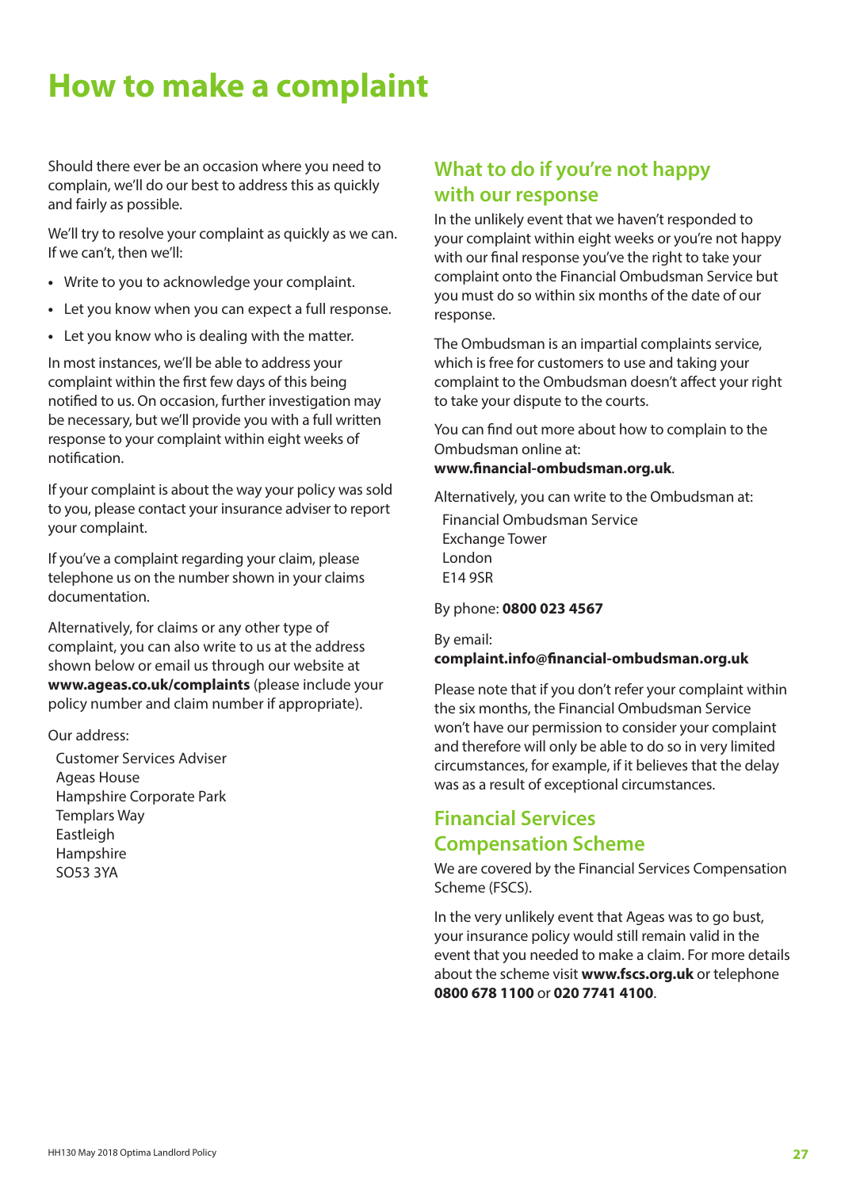# How to make a complaint

Should there ever be an occasion where you need to complain, we'll do our best to address this as quickly and fairly as possible.

We'll try to resolve your complaint as quickly as we can. If we can't, then we'll:

- Write to you to acknowledge your complaint.
- Let you know when you can expect a full response.
- Let you know who is dealing with the matter.

In most instances, we'll be able to address your complaint within the first few days of this being notified to us. On occasion, further investigation may be necessary, but we'll provide you with a full written response to your complaint within eight weeks of notification.

If your complaint is about the way your policy was sold to you, please contact your insurance adviser to report your complaint.

If you've a complaint regarding your claim, please telephone us on the number shown in your claims documentation.

Alternatively, for claims or any other type of complaint, you can also write to us at the address shown below or email us through our website at **www.ageas.co.uk/complaints** (please include your policy number and claim number if appropriate).

Our address:

Customer Services Adviser
Ageas House
Hampshire Corporate Park
Templars Way
Eastleigh
Hampshire
SO53 3YA

## What to do if you're not happy with our response

In the unlikely event that we haven't responded to your complaint within eight weeks or you're not happy with our final response you've the right to take your complaint onto the Financial Ombudsman Service but you must do so within six months of the date of our response.

The Ombudsman is an impartial complaints service, which is free for customers to use and taking your complaint to the Ombudsman doesn't affect your right to take your dispute to the courts.

You can find out more about how to complain to the Ombudsman online at:
**www.financial-ombudsman.org.uk**.

Alternatively, you can write to the Ombudsman at:

Financial Ombudsman Service
Exchange Tower
London
E14 9SR

By phone: **0800 023 4567**

By email:
**complaint.info@financial-ombudsman.org.uk**

Please note that if you don't refer your complaint within the six months, the Financial Ombudsman Service won't have our permission to consider your complaint and therefore will only be able to do so in very limited circumstances, for example, if it believes that the delay was as a result of exceptional circumstances.

## Financial Services Compensation Scheme

We are covered by the Financial Services Compensation Scheme (FSCS).

In the very unlikely event that Ageas was to go bust, your insurance policy would still remain valid in the event that you needed to make a claim. For more details about the scheme visit **www.fscs.org.uk** or telephone **0800 678 1100** or **020 7741 4100**.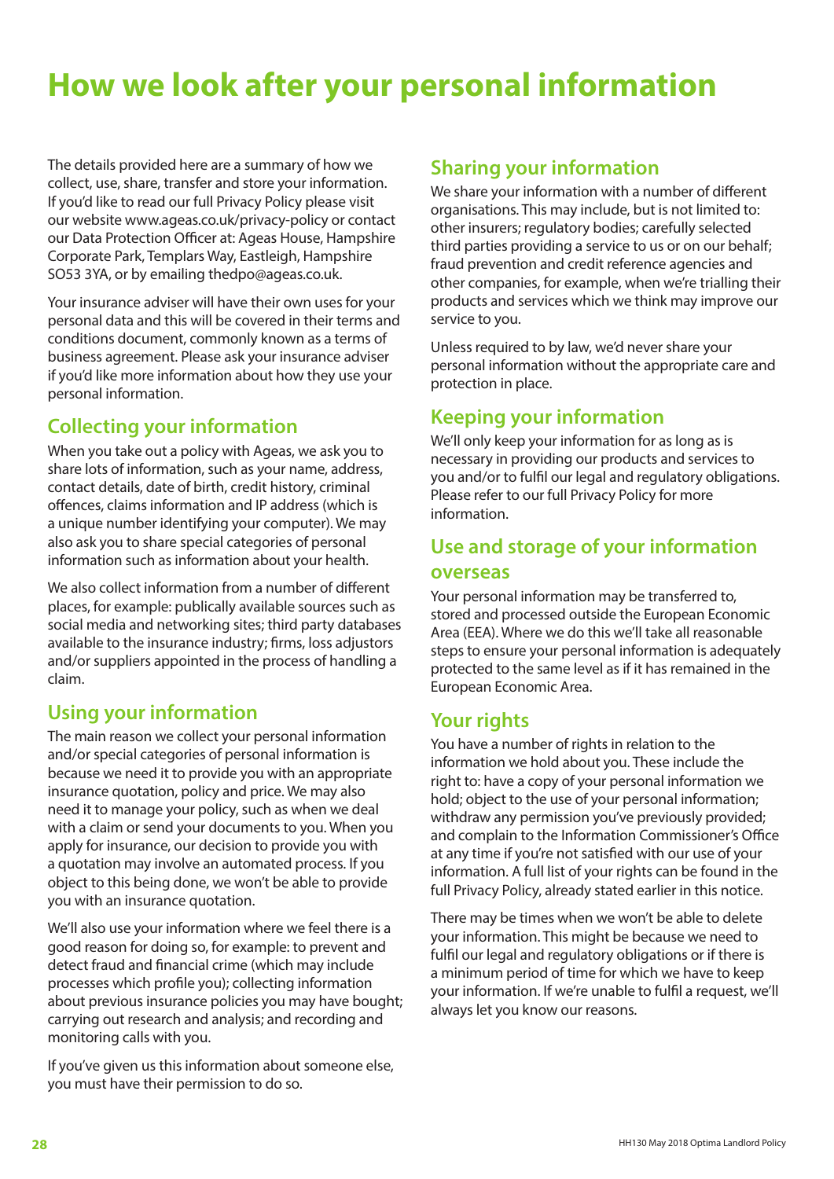# How we look after your personal information

The details provided here are a summary of how we collect, use, share, transfer and store your information. If you'd like to read our full Privacy Policy please visit our website www.ageas.co.uk/privacy-policy or contact our Data Protection Officer at: Ageas House, Hampshire Corporate Park, Templars Way, Eastleigh, Hampshire SO53 3YA, or by emailing thedpo@ageas.co.uk.

Your insurance adviser will have their own uses for your personal data and this will be covered in their terms and conditions document, commonly known as a terms of business agreement. Please ask your insurance adviser if you'd like more information about how they use your personal information.

## Collecting your information

When you take out a policy with Ageas, we ask you to share lots of information, such as your name, address, contact details, date of birth, credit history, criminal offences, claims information and IP address (which is a unique number identifying your computer). We may also ask you to share special categories of personal information such as information about your health.

We also collect information from a number of different places, for example: publically available sources such as social media and networking sites; third party databases available to the insurance industry; firms, loss adjustors and/or suppliers appointed in the process of handling a claim.

## Using your information

The main reason we collect your personal information and/or special categories of personal information is because we need it to provide you with an appropriate insurance quotation, policy and price. We may also need it to manage your policy, such as when we deal with a claim or send your documents to you. When you apply for insurance, our decision to provide you with a quotation may involve an automated process. If you object to this being done, we won't be able to provide you with an insurance quotation.

We'll also use your information where we feel there is a good reason for doing so, for example: to prevent and detect fraud and financial crime (which may include processes which profile you); collecting information about previous insurance policies you may have bought; carrying out research and analysis; and recording and monitoring calls with you.

If you've given us this information about someone else, you must have their permission to do so.

## Sharing your information

We share your information with a number of different organisations. This may include, but is not limited to: other insurers; regulatory bodies; carefully selected third parties providing a service to us or on our behalf; fraud prevention and credit reference agencies and other companies, for example, when we're trialling their products and services which we think may improve our service to you.

Unless required to by law, we'd never share your personal information without the appropriate care and protection in place.

## Keeping your information

We'll only keep your information for as long as is necessary in providing our products and services to you and/or to fulfil our legal and regulatory obligations. Please refer to our full Privacy Policy for more information.

## Use and storage of your information overseas

Your personal information may be transferred to, stored and processed outside the European Economic Area (EEA). Where we do this we'll take all reasonable steps to ensure your personal information is adequately protected to the same level as if it has remained in the European Economic Area.

## Your rights

You have a number of rights in relation to the information we hold about you. These include the right to: have a copy of your personal information we hold; object to the use of your personal information; withdraw any permission you've previously provided; and complain to the Information Commissioner's Office at any time if you're not satisfied with our use of your information. A full list of your rights can be found in the full Privacy Policy, already stated earlier in this notice.

There may be times when we won't be able to delete your information. This might be because we need to fulfil our legal and regulatory obligations or if there is a minimum period of time for which we have to keep your information. If we're unable to fulfil a request, we'll always let you know our reasons.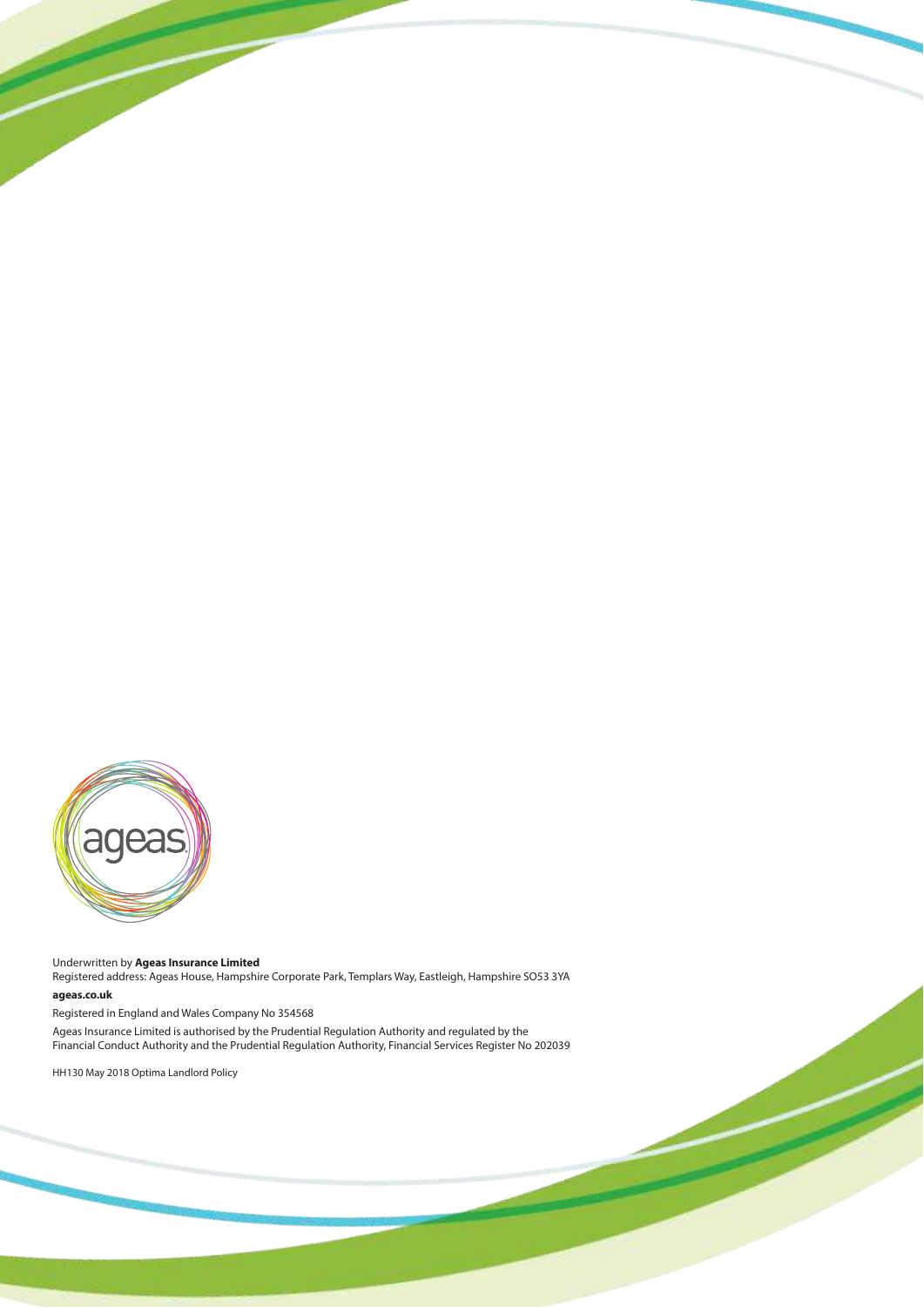Underwritten by **Ageas Insurance Limited**
Registered address: Ageas House, Hampshire Corporate Park, Templars Way, Eastleigh, Hampshire SO53 3YA

**ageas.co.uk**

Registered in England and Wales Company No 354568

Ageas Insurance Limited is authorised by the Prudential Regulation Authority and regulated by the Financial Conduct Authority and the Prudential Regulation Authority, Financial Services Register No 202039

HH130 May 2018 Optima Landlord Policy